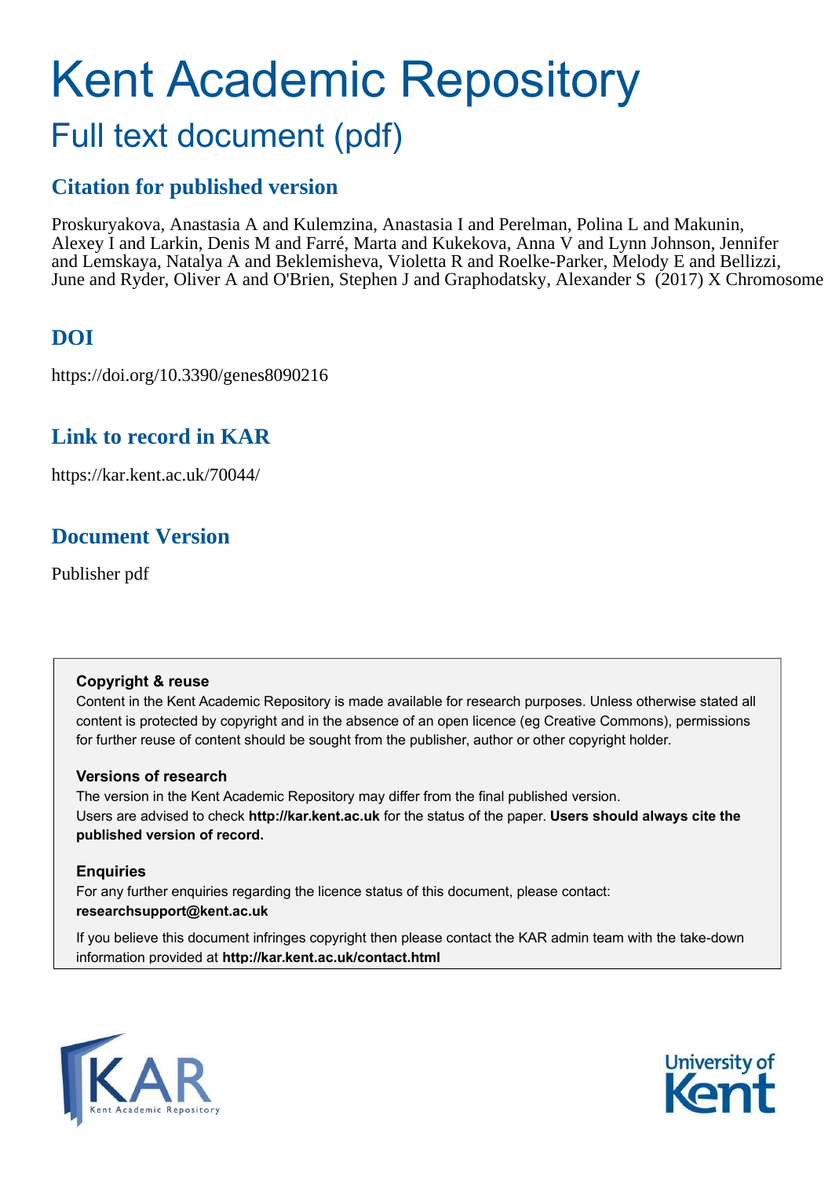# Kent Academic Repository

## Full text document (pdf)

## Citation for published version

Proskuryakova, Anastasia A and Kulemzina, Anastasia I and Perelman, Polina L and Makunin, Alexey I and Larkin, Denis M and Farré, Marta and Kukekova, Anna V and Lynn Johnson, Jennifer and Lemskaya, Natalya A and Beklemisheva, Violetta R and Roelke-Parker, Melody E and Bellizzi, June and Ryder, Oliver A and O'Brien, Stephen J and Graphodatsky, Alexander S (2017) X Chromosome

## DOI

https://doi.org/10.3390/genes8090216

## Link to record in KAR

https://kar.kent.ac.uk/70044/

## Document Version

Publisher pdf

**Copyright & reuse**

Content in the Kent Academic Repository is made available for research purposes. Unless otherwise stated all content is protected by copyright and in the absence of an open licence (eg Creative Commons), permissions for further reuse of content should be sought from the publisher, author or other copyright holder.

**Versions of research**

The version in the Kent Academic Repository may differ from the final published version. Users are advised to check **http://kar.kent.ac.uk** for the status of the paper. **Users should always cite the published version of record.**

**Enquiries**

For any further enquiries regarding the licence status of this document, please contact: **researchsupport@kent.ac.uk**

If you believe this document infringes copyright then please contact the KAR admin team with the take-down information provided at **http://kar.kent.ac.uk/contact.html**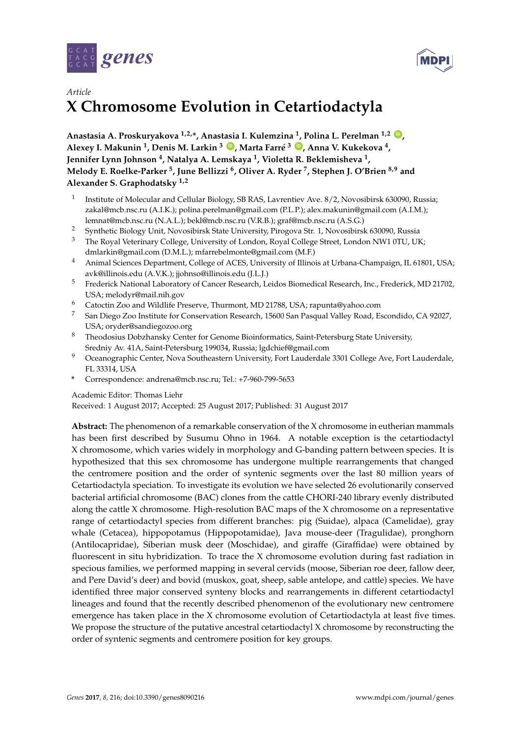Article

# X Chromosome Evolution in Cetartiodactyla

**Anastasia A. Proskuryakova [1,2,*], Anastasia I. Kulemzina [1], Polina L. Perelman [1,2], Alexey I. Makunin [1], Denis M. Larkin [3], Marta Farré [3], Anna V. Kukekova [4], Jennifer Lynn Johnson [4], Natalya A. Lemskaya [1], Violetta R. Beklemisheva [1], Melody E. Roelke-Parker [5], June Bellizzi [6], Oliver A. Ryder [7], Stephen J. O'Brien [8,9] and Alexander S. Graphodatsky [1,2]**

[1] Institute of Molecular and Cellular Biology, SB RAS, Lavrentiev Ave. 8/2, Novosibirsk 630090, Russia; zakal@mcb.nsc.ru (A.I.K.); polina.perelman@gmail.com (P.L.P.); alex.makunin@gmail.com (A.I.M.); lemnat@mcb.nsc.ru (N.A.L.); bekl@mcb.nsc.ru (V.R.B.); graf@mcb.nsc.ru (A.S.G.)
[2] Synthetic Biology Unit, Novosibirsk State University, Pirogova Str. 1, Novosibirsk 630090, Russia
[3] The Royal Veterinary College, University of London, Royal College Street, London NW1 0TU, UK; dmlarkin@gmail.com (D.M.L.); mfarrebelmonte@gmail.com (M.F.)
[4] Animal Sciences Department, College of ACES, University of Illinois at Urbana-Champaign, IL 61801, USA; avk@illinois.edu (A.V.K.); jjohnso@illinois.edu (J.L.J.)
[5] Frederick National Laboratory of Cancer Research, Leidos Biomedical Research, Inc., Frederick, MD 21702, USA; melodyr@mail.nih.gov
[6] Catoctin Zoo and Wildlife Preserve, Thurmont, MD 21788, USA; rapunta@yahoo.com
[7] San Diego Zoo Institute for Conservation Research, 15600 San Pasqual Valley Road, Escondido, CA 92027, USA; oryder@sandiegozoo.org
[8] Theodosius Dobzhansky Center for Genome Bioinformatics, Saint-Petersburg State University, Sredniy Av. 41A, Saint-Petersburg 199034, Russia; lgdchief@gmail.com
[9] Oceanographic Center, Nova Southeastern University, Fort Lauderdale 3301 College Ave, Fort Lauderdale, FL 33314, USA
* Correspondence: andrena@mcb.nsc.ru; Tel.: +7-960-799-5653

Academic Editor: Thomas Liehr
Received: 1 August 2017; Accepted: 25 August 2017; Published: 31 August 2017

**Abstract:** The phenomenon of a remarkable conservation of the X chromosome in eutherian mammals has been first described by Susumu Ohno in 1964. A notable exception is the cetartiodactyl X chromosome, which varies widely in morphology and G-banding pattern between species. It is hypothesized that this sex chromosome has undergone multiple rearrangements that changed the centromere position and the order of syntenic segments over the last 80 million years of Cetartiodactyla speciation. To investigate its evolution we have selected 26 evolutionarily conserved bacterial artificial chromosome (BAC) clones from the cattle CHORI-240 library evenly distributed along the cattle X chromosome. High-resolution BAC maps of the X chromosome on a representative range of cetartiodactyl species from different branches: pig (Suidae), alpaca (Camelidae), gray whale (Cetacea), hippopotamus (Hippopotamidae), Java mouse-deer (Tragulidae), pronghorn (Antilocapridae), Siberian musk deer (Moschidae), and giraffe (Giraffidae) were obtained by fluorescent in situ hybridization. To trace the X chromosome evolution during fast radiation in specious families, we performed mapping in several cervids (moose, Siberian roe deer, fallow deer, and Pere David's deer) and bovid (muskox, goat, sheep, sable antelope, and cattle) species. We have identified three major conserved synteny blocks and rearrangements in different cetartiodactyl lineages and found that the recently described phenomenon of the evolutionary new centromere emergence has taken place in the X chromosome evolution of Cetartiodactyla at least five times. We propose the structure of the putative ancestral cetartiodactyl X chromosome by reconstructing the order of syntenic segments and centromere position for key groups.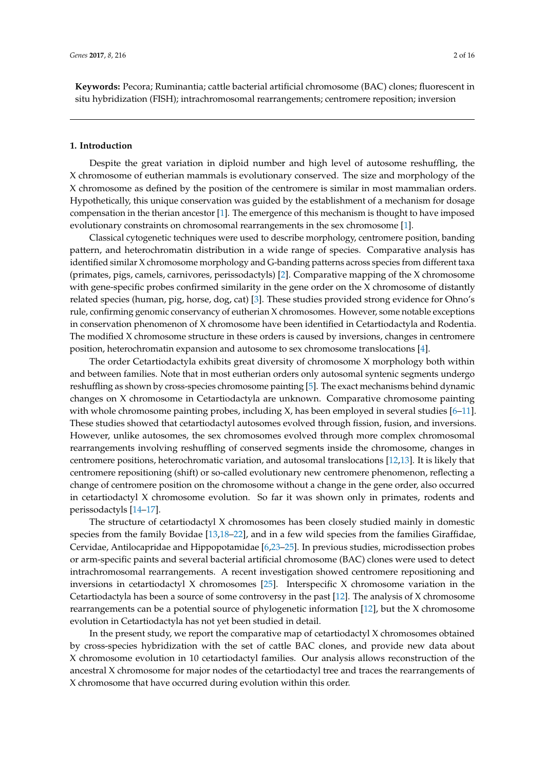**Keywords:** Pecora; Ruminantia; cattle bacterial artificial chromosome (BAC) clones; fluorescent in situ hybridization (FISH); intrachromosomal rearrangements; centromere reposition; inversion

## 1. Introduction

Despite the great variation in diploid number and high level of autosome reshuffling, the X chromosome of eutherian mammals is evolutionary conserved. The size and morphology of the X chromosome as defined by the position of the centromere is similar in most mammalian orders. Hypothetically, this unique conservation was guided by the establishment of a mechanism for dosage compensation in the therian ancestor [1]. The emergence of this mechanism is thought to have imposed evolutionary constraints on chromosomal rearrangements in the sex chromosome [1].

Classical cytogenetic techniques were used to describe morphology, centromere position, banding pattern, and heterochromatin distribution in a wide range of species. Comparative analysis has identified similar X chromosome morphology and G-banding patterns across species from different taxa (primates, pigs, camels, carnivores, perissodactyls) [2]. Comparative mapping of the X chromosome with gene-specific probes confirmed similarity in the gene order on the X chromosome of distantly related species (human, pig, horse, dog, cat) [3]. These studies provided strong evidence for Ohno's rule, confirming genomic conservancy of eutherian X chromosomes. However, some notable exceptions in conservation phenomenon of X chromosome have been identified in Cetartiodactyla and Rodentia. The modified X chromosome structure in these orders is caused by inversions, changes in centromere position, heterochromatin expansion and autosome to sex chromosome translocations [4].

The order Cetartiodactyla exhibits great diversity of chromosome X morphology both within and between families. Note that in most eutherian orders only autosomal syntenic segments undergo reshuffling as shown by cross-species chromosome painting [5]. The exact mechanisms behind dynamic changes on X chromosome in Cetartiodactyla are unknown. Comparative chromosome painting with whole chromosome painting probes, including X, has been employed in several studies [6–11]. These studies showed that cetartiodactyl autosomes evolved through fission, fusion, and inversions. However, unlike autosomes, the sex chromosomes evolved through more complex chromosomal rearrangements involving reshuffling of conserved segments inside the chromosome, changes in centromere positions, heterochromatic variation, and autosomal translocations [12,13]. It is likely that centromere repositioning (shift) or so-called evolutionary new centromere phenomenon, reflecting a change of centromere position on the chromosome without a change in the gene order, also occurred in cetartiodactyl X chromosome evolution. So far it was shown only in primates, rodents and perissodactyls [14–17].

The structure of cetartiodactyl X chromosomes has been closely studied mainly in domestic species from the family Bovidae [13,18–22], and in a few wild species from the families Giraffidae, Cervidae, Antilocapridae and Hippopotamidae [6,23–25]. In previous studies, microdissection probes or arm-specific paints and several bacterial artificial chromosome (BAC) clones were used to detect intrachromosomal rearrangements. A recent investigation showed centromere repositioning and inversions in cetartiodactyl X chromosomes [25]. Interspecific X chromosome variation in the Cetartiodactyla has been a source of some controversy in the past [12]. The analysis of X chromosome rearrangements can be a potential source of phylogenetic information [12], but the X chromosome evolution in Cetartiodactyla has not yet been studied in detail.

In the present study, we report the comparative map of cetartiodactyl X chromosomes obtained by cross-species hybridization with the set of cattle BAC clones, and provide new data about X chromosome evolution in 10 cetartiodactyl families. Our analysis allows reconstruction of the ancestral X chromosome for major nodes of the cetartiodactyl tree and traces the rearrangements of X chromosome that have occurred during evolution within this order.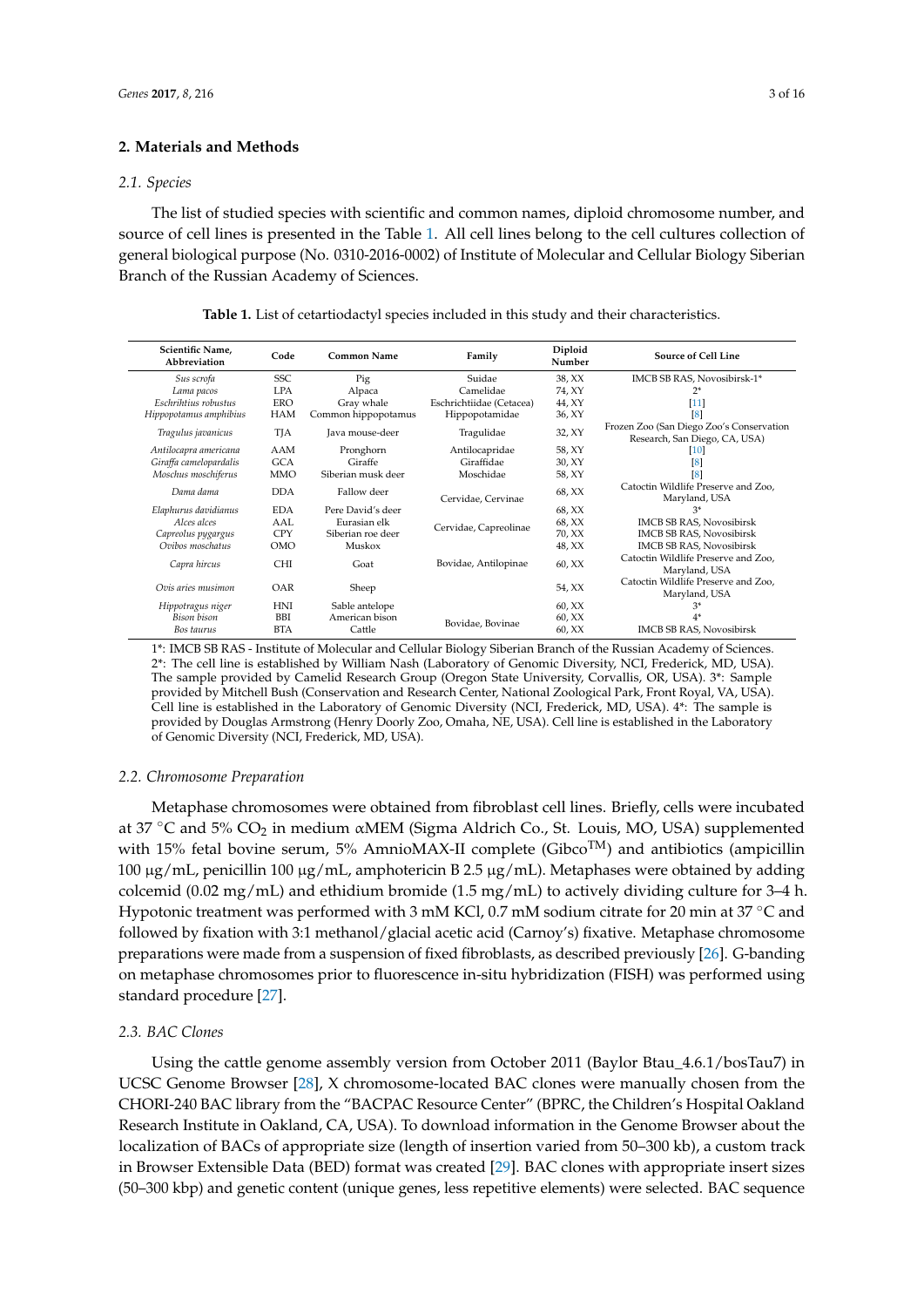## 2. Materials and Methods

### 2.1. Species

The list of studied species with scientific and common names, diploid chromosome number, and source of cell lines is presented in the Table 1. All cell lines belong to the cell cultures collection of general biological purpose (No. 0310-2016-0002) of Institute of Molecular and Cellular Biology Siberian Branch of the Russian Academy of Sciences.

**Table 1.** List of cetartiodactyl species included in this study and their characteristics.

| Scientific Name, Abbreviation | Code | Common Name | Family | Diploid Number | Source of Cell Line |
|---|---|---|---|---|---|
| *Sus scrofa* | SSC | Pig | Suidae | 38, XX | IMCB SB RAS, Novosibirsk-1* |
| *Lama pacos* | LPA | Alpaca | Camelidae | 74, XY | 2* |
| *Eschrihtius robustus* | ERO | Gray whale | Eschrichtiidae (Cetacea) | 44, XY | [11] |
| *Hippopotamus amphibius* | HAM | Common hippopotamus | Hippopotamidae | 36, XY | [8] |
| *Tragulus javanicus* | TJA | Java mouse-deer | Tragulidae | 32, XY | Frozen Zoo (San Diego Zoo's Conservation Research, San Diego, CA, USA) |
| *Antilocapra americana* | AAM | Pronghorn | Antilocapridae | 58, XY | [10] |
| *Giraffa camelopardalis* | GCA | Giraffe | Giraffidae | 30, XY | [8] |
| *Moschus moschiferus* | MMO | Siberian musk deer | Moschidae | 58, XY | [8] |
| *Dama dama* | DDA | Fallow deer | Cervidae, Cervinae | 68, XX | Catoctin Wildlife Preserve and Zoo, Maryland, USA |
| *Elaphurus davidianus* | EDA | Pere David's deer | | 68, XX | 3* |
| *Alces alces* | AAL | Eurasian elk | Cervidae, Capreolinae | 68, XX | IMCB SB RAS, Novosibirsk |
| *Capreolus pygargus* | CPY | Siberian roe deer | | 70, XX | IMCB SB RAS, Novosibirsk |
| *Ovibos moschatus* | OMO | Muskox | | 48, XX | IMCB SB RAS, Novosibirsk |
| *Capra hircus* | CHI | Goat | Bovidae, Antilopinae | 60, XX | Catoctin Wildlife Preserve and Zoo, Maryland, USA |
| *Ovis aries musimon* | OAR | Sheep | | 54, XX | Catoctin Wildlife Preserve and Zoo, Maryland, USA |
| *Hippotragus niger* | HNI | Sable antelope | | 60, XX | 3* |
| *Bison bison* | BBI | American bison | Bovidae, Bovinae | 60, XX | 4* |
| *Bos taurus* | BTA | Cattle | | 60, XX | IMCB SB RAS, Novosibirsk |

1*: IMCB SB RAS - Institute of Molecular and Cellular Biology Siberian Branch of the Russian Academy of Sciences. 2*: The cell line is established by William Nash (Laboratory of Genomic Diversity, NCI, Frederick, MD, USA). The sample provided by Camelid Research Group (Oregon State University, Corvallis, OR, USA). 3*: Sample provided by Mitchell Bush (Conservation and Research Center, National Zoological Park, Front Royal, VA, USA). Cell line is established in the Laboratory of Genomic Diversity (NCI, Frederick, MD, USA). 4*: The sample is provided by Douglas Armstrong (Henry Doorly Zoo, Omaha, NE, USA). Cell line is established in the Laboratory of Genomic Diversity (NCI, Frederick, MD, USA).

### 2.2. Chromosome Preparation

Metaphase chromosomes were obtained from fibroblast cell lines. Briefly, cells were incubated at 37 °C and 5% $CO_2$ in medium αMEM (Sigma Aldrich Co., St. Louis, MO, USA) supplemented with 15% fetal bovine serum, 5% AmnioMAX-II complete (Gibco™) and antibiotics (ampicillin 100 µg/mL, penicillin 100 µg/mL, amphotericin B 2.5 µg/mL). Metaphases were obtained by adding colcemid (0.02 mg/mL) and ethidium bromide (1.5 mg/mL) to actively dividing culture for 3–4 h. Hypotonic treatment was performed with 3 mM KCl, 0.7 mM sodium citrate for 20 min at 37 °C and followed by fixation with 3:1 methanol/glacial acetic acid (Carnoy's) fixative. Metaphase chromosome preparations were made from a suspension of fixed fibroblasts, as described previously [26]. G-banding on metaphase chromosomes prior to fluorescence in-situ hybridization (FISH) was performed using standard procedure [27].

### 2.3. BAC Clones

Using the cattle genome assembly version from October 2011 (Baylor Btau_4.6.1/bosTau7) in UCSC Genome Browser [28], X chromosome-located BAC clones were manually chosen from the CHORI-240 BAC library from the "BACPAC Resource Center" (BPRC, the Children's Hospital Oakland Research Institute in Oakland, CA, USA). To download information in the Genome Browser about the localization of BACs of appropriate size (length of insertion varied from 50–300 kb), a custom track in Browser Extensible Data (BED) format was created [29]. BAC clones with appropriate insert sizes (50–300 kbp) and genetic content (unique genes, less repetitive elements) were selected. BAC sequence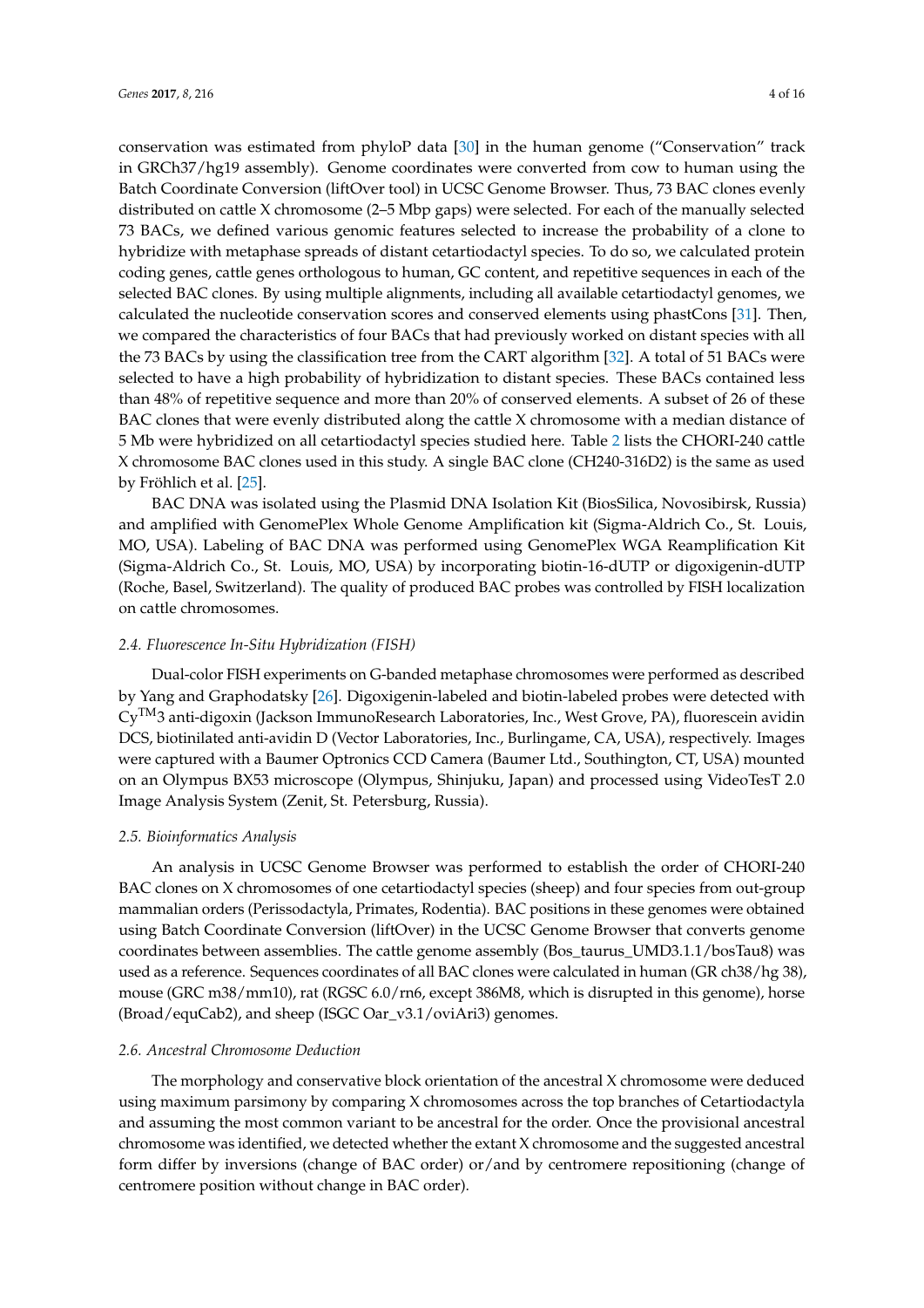conservation was estimated from phyloP data [30] in the human genome ("Conservation" track in GRCh37/hg19 assembly). Genome coordinates were converted from cow to human using the Batch Coordinate Conversion (liftOver tool) in UCSC Genome Browser. Thus, 73 BAC clones evenly distributed on cattle X chromosome (2–5 Mbp gaps) were selected. For each of the manually selected 73 BACs, we defined various genomic features selected to increase the probability of a clone to hybridize with metaphase spreads of distant cetartiodactyl species. To do so, we calculated protein coding genes, cattle genes orthologous to human, GC content, and repetitive sequences in each of the selected BAC clones. By using multiple alignments, including all available cetartiodactyl genomes, we calculated the nucleotide conservation scores and conserved elements using phastCons [31]. Then, we compared the characteristics of four BACs that had previously worked on distant species with all the 73 BACs by using the classification tree from the CART algorithm [32]. A total of 51 BACs were selected to have a high probability of hybridization to distant species. These BACs contained less than 48% of repetitive sequence and more than 20% of conserved elements. A subset of 26 of these BAC clones that were evenly distributed along the cattle X chromosome with a median distance of 5 Mb were hybridized on all cetartiodactyl species studied here. Table 2 lists the CHORI-240 cattle X chromosome BAC clones used in this study. A single BAC clone (CH240-316D2) is the same as used by Fröhlich et al. [25].

BAC DNA was isolated using the Plasmid DNA Isolation Kit (BiosSilica, Novosibirsk, Russia) and amplified with GenomePlex Whole Genome Amplification kit (Sigma-Aldrich Co., St. Louis, MO, USA). Labeling of BAC DNA was performed using GenomePlex WGA Reamplification Kit (Sigma-Aldrich Co., St. Louis, MO, USA) by incorporating biotin-16-dUTP or digoxigenin-dUTP (Roche, Basel, Switzerland). The quality of produced BAC probes was controlled by FISH localization on cattle chromosomes.

### *2.4. Fluorescence In-Situ Hybridization (FISH)*

Dual-color FISH experiments on G-banded metaphase chromosomes were performed as described by Yang and Graphodatsky [26]. Digoxigenin-labeled and biotin-labeled probes were detected with Cy™3 anti-digoxin (Jackson ImmunoResearch Laboratories, Inc., West Grove, PA), fluorescein avidin DCS, biotinilated anti-avidin D (Vector Laboratories, Inc., Burlingame, CA, USA), respectively. Images were captured with a Baumer Optronics CCD Camera (Baumer Ltd., Southington, CT, USA) mounted on an Olympus BX53 microscope (Olympus, Shinjuku, Japan) and processed using VideoTesT 2.0 Image Analysis System (Zenit, St. Petersburg, Russia).

### *2.5. Bioinformatics Analysis*

An analysis in UCSC Genome Browser was performed to establish the order of CHORI-240 BAC clones on X chromosomes of one cetartiodactyl species (sheep) and four species from out-group mammalian orders (Perissodactyla, Primates, Rodentia). BAC positions in these genomes were obtained using Batch Coordinate Conversion (liftOver) in the UCSC Genome Browser that converts genome coordinates between assemblies. The cattle genome assembly (Bos_taurus_UMD3.1.1/bosTau8) was used as a reference. Sequences coordinates of all BAC clones were calculated in human (GR ch38/hg 38), mouse (GRC m38/mm10), rat (RGSC 6.0/rn6, except 386M8, which is disrupted in this genome), horse (Broad/equCab2), and sheep (ISGC Oar_v3.1/oviAri3) genomes.

### *2.6. Ancestral Chromosome Deduction*

The morphology and conservative block orientation of the ancestral X chromosome were deduced using maximum parsimony by comparing X chromosomes across the top branches of Cetartiodactyla and assuming the most common variant to be ancestral for the order. Once the provisional ancestral chromosome was identified, we detected whether the extant X chromosome and the suggested ancestral form differ by inversions (change of BAC order) or/and by centromere repositioning (change of centromere position without change in BAC order).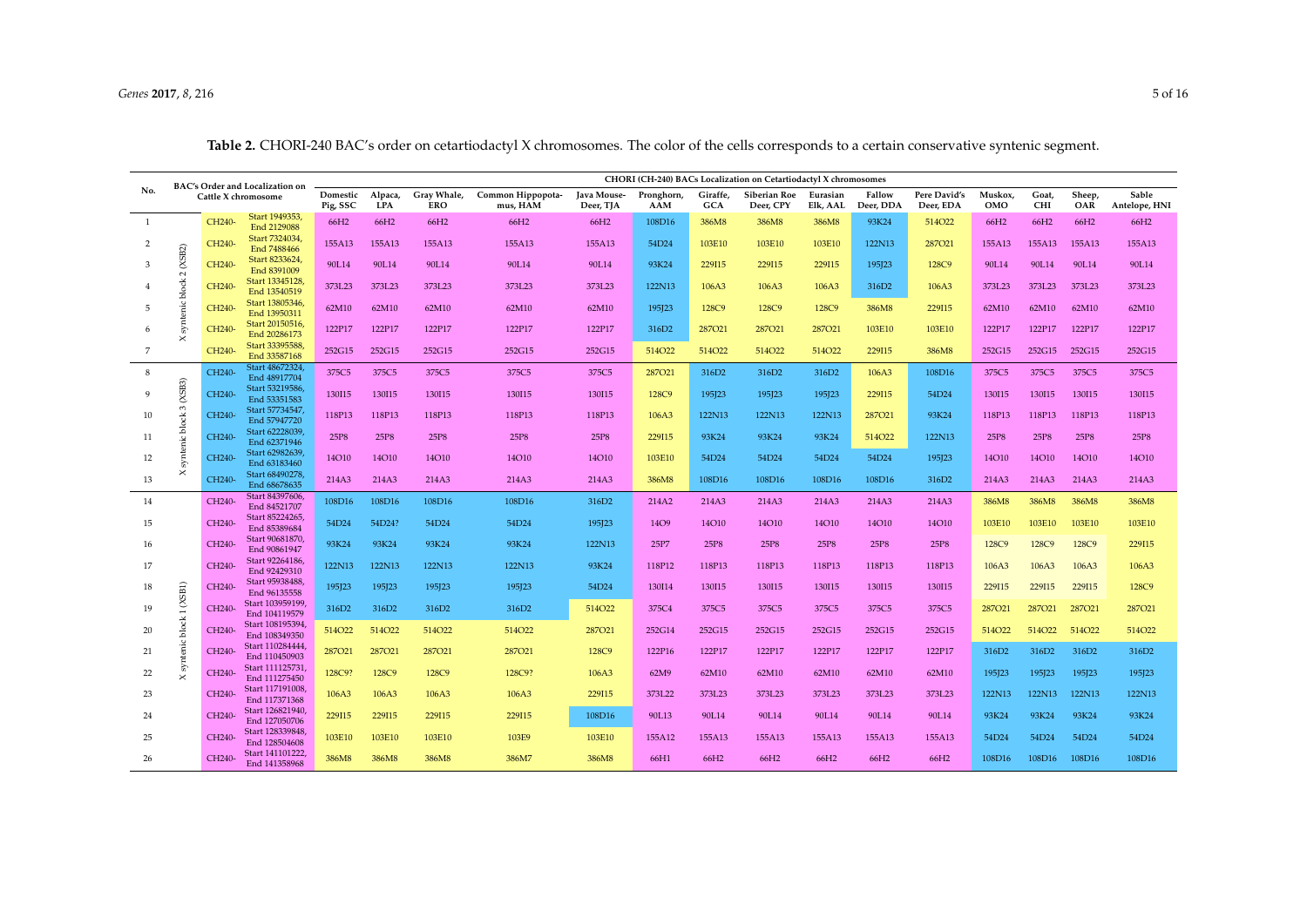**Table 2.** CHORI-240 BAC's order on cetartiodactyl X chromosomes. The color of the cells corresponds to a certain conservative syntenic segment.

| No. | BAC's Order and Localization on Cattle X chromosome | | | CHORI (CH-240) BACs Localization on Cetartiodactyl X chromosomes | | | | | | | | | | | | | | | | |
|---|---|---|---|---|---|---|---|---|---|---|---|---|---|---|---|---|---|---|---|---|
| | | | | Domestic Pig, SSC | Alpaca, LPA | Gray Whale, ERO | Common Hippopotamus, HAM | Java Mouse-Deer, TJA | Pronghorn, AAM | Giraffe, GCA | Siberian Roe Deer, CPY | Eurasian Elk, AAL | Fallow Deer, DDA | Pere David's Deer, EDA | Muskox, OMO | Goat, CHI | Sheep, OAR | Sable Antelope, HNI |
| 1 | X syntenic block 2 (XSB2) | CH240- | Start 1949353, End 2129088 | 66H2 | 66H2 | 66H2 | 66H2 | 66H2 | 108D16 | 386M8 | 386M8 | 386M8 | 93K24 | 514O22 | 66H2 | 66H2 | 66H2 | 66H2 |
| 2 | | CH240- | Start 7324034, End 7488466 | 155A13 | 155A13 | 155A13 | 155A13 | 155A13 | 54D24 | 103E10 | 103E10 | 103E10 | 122N13 | 287O21 | 155A13 | 155A13 | 155A13 | 155A13 |
| 3 | | CH240- | Start 8233624, End 8391009 | 90L14 | 90L14 | 90L14 | 90L14 | 90L14 | 93K24 | 229I15 | 229I15 | 229I15 | 195J23 | 128C9 | 90L14 | 90L14 | 90L14 | 90L14 |
| 4 | | CH240- | Start 13345128, End 13540519 | 373L23 | 373L23 | 373L23 | 373L23 | 373L23 | 122N13 | 106A3 | 106A3 | 106A3 | 316D2 | 106A3 | 373L23 | 373L23 | 373L23 | 373L23 |
| 5 | | CH240- | Start 13805346, End 13950311 | 62M10 | 62M10 | 62M10 | 62M10 | 62M10 | 195J23 | 128C9 | 128C9 | 128C9 | 386M8 | 229I15 | 62M10 | 62M10 | 62M10 | 62M10 |
| 6 | | CH240- | Start 20150516, End 20286173 | 122P17 | 122P17 | 122P17 | 122P17 | 122P17 | 316D2 | 287O21 | 287O21 | 287O21 | 103E10 | 103E10 | 122P17 | 122P17 | 122P17 | 122P17 |
| 7 | | CH240- | Start 33395588, End 33587168 | 252G15 | 252G15 | 252G15 | 252G15 | 252G15 | 514O22 | 514O22 | 514O22 | 514O22 | 229I15 | 386M8 | 252G15 | 252G15 | 252G15 | 252G15 |
| 8 | X syntenic block 3 (XSB3) | CH240- | Start 48672324, End 48917704 | 375C5 | 375C5 | 375C5 | 375C5 | 375C5 | 287O21 | 316D2 | 316D2 | 316D2 | 106A3 | 108D16 | 375C5 | 375C5 | 375C5 | 375C5 |
| 9 | | CH240- | Start 53219586, End 53351583 | 130I15 | 130I15 | 130I15 | 130I15 | 130I15 | 128C9 | 195J23 | 195J23 | 195J23 | 229I15 | 54D24 | 130I15 | 130I15 | 130I15 | 130I15 |
| 10 | | CH240- | Start 57734547, End 57947720 | 118P13 | 118P13 | 118P13 | 118P13 | 118P13 | 106A3 | 122N13 | 122N13 | 122N13 | 287O21 | 93K24 | 118P13 | 118P13 | 118P13 | 118P13 |
| 11 | | CH240- | Start 62228039, End 62371946 | 25P8 | 25P8 | 25P8 | 25P8 | 25P8 | 229I15 | 93K24 | 93K24 | 93K24 | 514O22 | 122N13 | 25P8 | 25P8 | 25P8 | 25P8 |
| 12 | | CH240- | Start 62982639, End 63183460 | 14O10 | 14O10 | 14O10 | 14O10 | 14O10 | 103E10 | 54D24 | 54D24 | 54D24 | 54D24 | 195J23 | 14O10 | 14O10 | 14O10 | 14O10 |
| 13 | | CH240- | Start 68490278, End 68678635 | 214A3 | 214A3 | 214A3 | 214A3 | 214A3 | 386M8 | 108D16 | 108D16 | 108D16 | 108D16 | 316D2 | 214A3 | 214A3 | 214A3 | 214A3 |
| 14 | X syntenic block 1 (XSB1) | CH240- | Start 84397606, End 84521707 | 108D16 | 108D16 | 108D16 | 108D16 | 316D2 | 214A2 | 214A3 | 214A3 | 214A3 | 214A3 | 214A3 | 386M8 | 386M8 | 386M8 | 386M8 |
| 15 | | CH240- | Start 85224265, End 85389684 | 54D24 | 54D24? | 54D24 | 54D24 | 195J23 | 14O9 | 14O10 | 14O10 | 14O10 | 14O10 | 14O10 | 103E10 | 103E10 | 103E10 | 103E10 |
| 16 | | CH240- | Start 90681870, End 90861947 | 93K24 | 93K24 | 93K24 | 93K24 | 122N13 | 25P7 | 25P8 | 25P8 | 25P8 | 25P8 | 25P8 | 128C9 | 128C9 | 128C9 | 229I15 |
| 17 | | CH240- | Start 92264186, End 92429310 | 122N13 | 122N13 | 122N13 | 122N13 | 93K24 | 118P12 | 118P13 | 118P13 | 118P13 | 118P13 | 118P13 | 106A3 | 106A3 | 106A3 | 106A3 |
| 18 | | CH240- | Start 95938488, End 96135558 | 195J23 | 195J23 | 195J23 | 195J23 | 54D24 | 130I14 | 130I15 | 130I15 | 130I15 | 130I15 | 130I15 | 229I15 | 229I15 | 229I15 | 128C9 |
| 19 | | CH240- | Start 103959199, End 104119579 | 316D2 | 316D2 | 316D2 | 316D2 | 514O22 | 375C4 | 375C5 | 375C5 | 375C5 | 375C5 | 375C5 | 287O21 | 287O21 | 287O21 | 287O21 |
| 20 | | CH240- | Start 108195394, End 108349350 | 514O22 | 514O22 | 514O22 | 514O22 | 287O21 | 252G14 | 252G15 | 252G15 | 252G15 | 252G15 | 252G15 | 514O22 | 514O22 | 514O22 | 514O22 |
| 21 | | CH240- | Start 110284444, End 110450903 | 287O21 | 287O21 | 287O21 | 287O21 | 128C9 | 122P16 | 122P17 | 122P17 | 122P17 | 122P17 | 122P17 | 316D2 | 316D2 | 316D2 | 316D2 |
| 22 | | CH240- | Start 111125731, End 111275450 | 128C9? | 128C9 | 128C9 | 128C9? | 106A3 | 62M9 | 62M10 | 62M10 | 62M10 | 62M10 | 62M10 | 195J23 | 195J23 | 195J23 | 195J23 |
| 23 | | CH240- | Start 117191008, End 117371368 | 106A3 | 106A3 | 106A3 | 106A3 | 229I15 | 373L22 | 373L23 | 373L23 | 373L23 | 373L23 | 373L23 | 122N13 | 122N13 | 122N13 | 122N13 |
| 24 | | CH240- | Start 126821940, End 127050706 | 229I15 | 229I15 | 229I15 | 229I15 | 108D16 | 90L13 | 90L14 | 90L14 | 90L14 | 90L14 | 90L14 | 93K24 | 93K24 | 93K24 | 93K24 |
| 25 | | CH240- | Start 128339848, End 128504608 | 103E10 | 103E10 | 103E10 | 103E9 | 103E10 | 155A12 | 155A13 | 155A13 | 155A13 | 155A13 | 155A13 | 54D24 | 54D24 | 54D24 | 54D24 |
| 26 | | CH240- | Start 141101222, End 141358968 | 386M8 | 386M8 | 386M8 | 386M7 | 386M8 | 66H1 | 66H2 | 66H2 | 66H2 | 66H2 | 66H2 | 108D16 | 108D16 | 108D16 | 108D16 |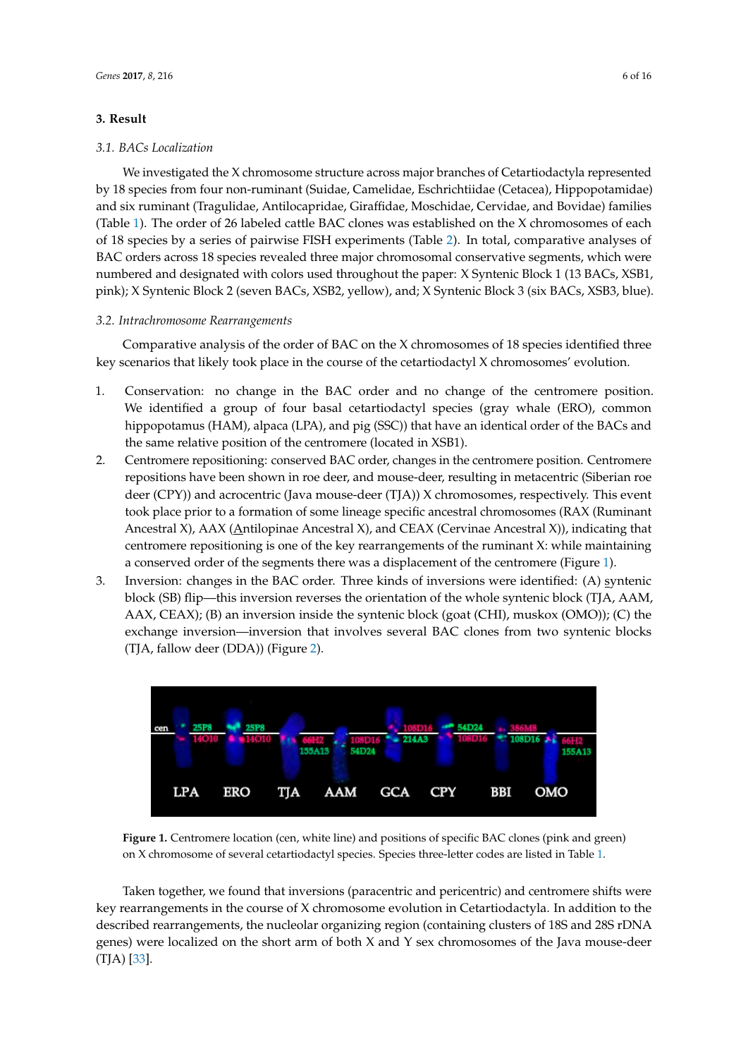## 3. Result

### 3.1. BACs Localization

We investigated the X chromosome structure across major branches of Cetartiodactyla represented by 18 species from four non-ruminant (Suidae, Camelidae, Eschrichtiidae (Cetacea), Hippopotamidae) and six ruminant (Tragulidae, Antilocapridae, Giraffidae, Moschidae, Cervidae, and Bovidae) families (Table 1). The order of 26 labeled cattle BAC clones was established on the X chromosomes of each of 18 species by a series of pairwise FISH experiments (Table 2). In total, comparative analyses of BAC orders across 18 species revealed three major chromosomal conservative segments, which were numbered and designated with colors used throughout the paper: X Syntenic Block 1 (13 BACs, XSB1, pink); X Syntenic Block 2 (seven BACs, XSB2, yellow), and; X Syntenic Block 3 (six BACs, XSB3, blue).

### 3.2. Intrachromosome Rearrangements

Comparative analysis of the order of BAC on the X chromosomes of 18 species identified three key scenarios that likely took place in the course of the cetartiodactyl X chromosomes' evolution.

1. Conservation: no change in the BAC order and no change of the centromere position. We identified a group of four basal cetartiodactyl species (gray whale (ERO), common hippopotamus (HAM), alpaca (LPA), and pig (SSC)) that have an identical order of the BACs and the same relative position of the centromere (located in XSB1).
2. Centromere repositioning: conserved BAC order, changes in the centromere position. Centromere repositions have been shown in roe deer, and mouse-deer, resulting in metacentric (Siberian roe deer (CPY)) and acrocentric (Java mouse-deer (TJA)) X chromosomes, respectively. This event took place prior to a formation of some lineage specific ancestral chromosomes (RAX (Ruminant Ancestral X), AAX (Antilopinae Ancestral X), and CEAX (Cervinae Ancestral X)), indicating that centromere repositioning is one of the key rearrangements of the ruminant X: while maintaining a conserved order of the segments there was a displacement of the centromere (Figure 1).
3. Inversion: changes in the BAC order. Three kinds of inversions were identified: (A) syntenic block (SB) flip—this inversion reverses the orientation of the whole syntenic block (TJA, AAM, AAX, CEAX); (B) an inversion inside the syntenic block (goat (CHI), muskox (OMO)); (C) the exchange inversion—inversion that involves several BAC clones from two syntenic blocks (TJA, fallow deer (DDA)) (Figure 2).

**Figure 1.** Centromere location (cen, white line) and positions of specific BAC clones (pink and green) on X chromosome of several cetartiodactyl species. Species three-letter codes are listed in Table 1.

Taken together, we found that inversions (paracentric and pericentric) and centromere shifts were key rearrangements in the course of X chromosome evolution in Cetartiodactyla. In addition to the described rearrangements, the nucleolar organizing region (containing clusters of 18S and 28S rDNA genes) were localized on the short arm of both X and Y sex chromosomes of the Java mouse-deer (TJA) [33].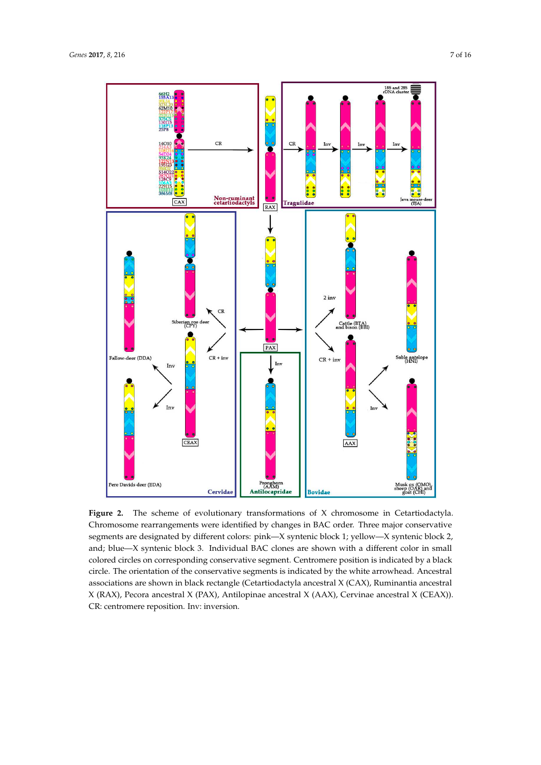**Figure 2.** The scheme of evolutionary transformations of X chromosome in Cetartiodactyla. Chromosome rearrangements were identified by changes in BAC order. Three major conservative segments are designated by different colors: pink—X syntenic block 1; yellow—X syntenic block 2, and; blue—X syntenic block 3. Individual BAC clones are shown with a different color in small colored circles on corresponding conservative segment. Centromere position is indicated by a black circle. The orientation of the conservative segments is indicated by the white arrowhead. Ancestral associations are shown in black rectangle (Cetartiodactyla ancestral X (CAX), Ruminantia ancestral X (RAX), Pecora ancestral X (PAX), Antilopinae ancestral X (AAX), Cervinae ancestral X (CEAX)). CR: centromere reposition. Inv: inversion.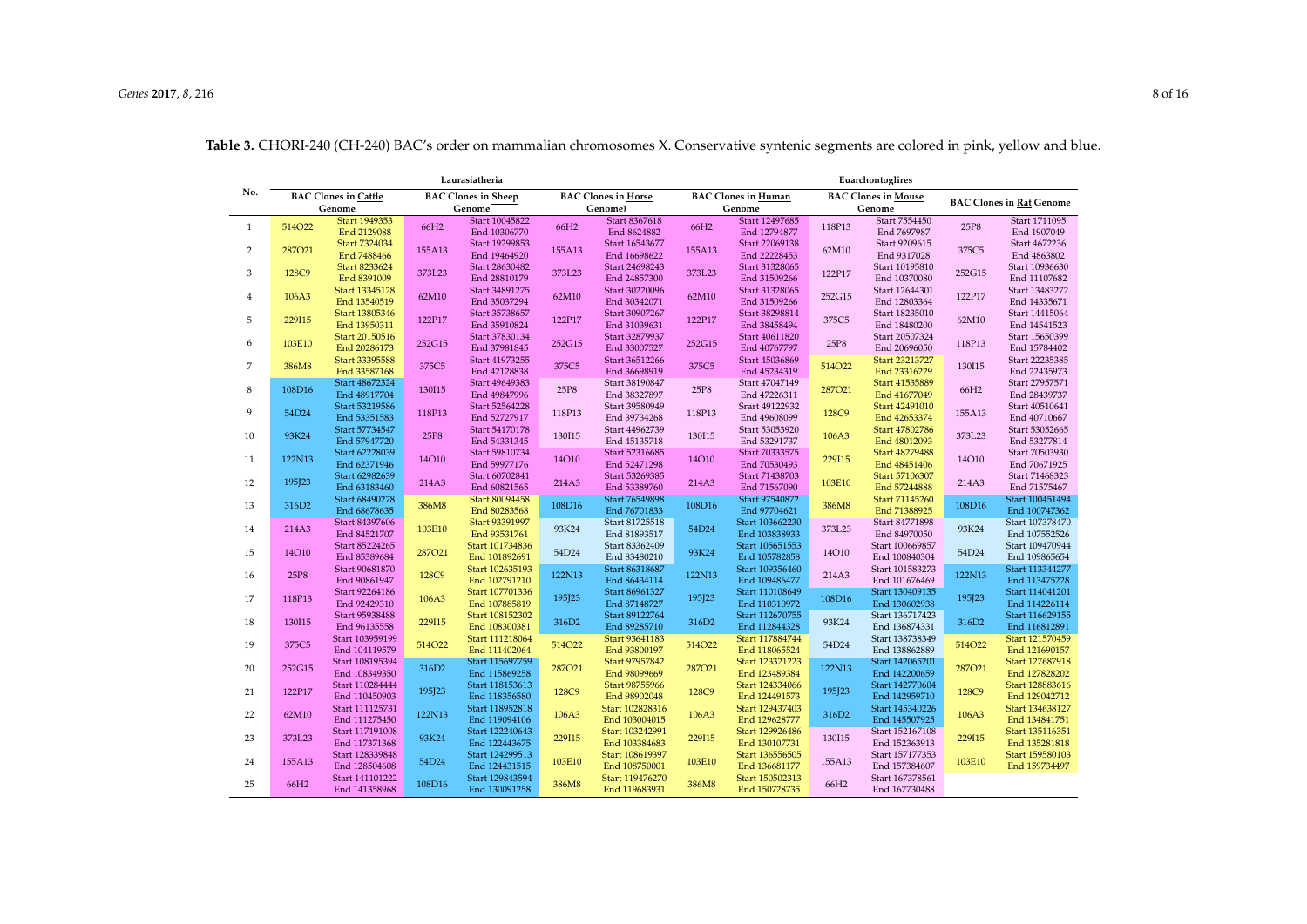**Table 3.** CHORI-240 (CH-240) BAC's order on mammalian chromosomes X. Conservative syntenic segments are colored in pink, yellow and blue.

| No. | Laurasiatheria | | | | | | Euarchontoglires | | | | | |
|---|---|---|---|---|---|---|---|---|---|---|---|---|
| | BAC Clones in Cattle Genome | | BAC Clones in Sheep Genome | | BAC Clones in Horse Genome) | | BAC Clones in Human Genome | | BAC Clones in Mouse Genome | | BAC Clones in Rat Genome | |
| 1 | 514O22 | Start 1949353 End 2129088 | 66H2 | Start 10045822 End 10306770 | 66H2 | Start 8367618 End 8624882 | 66H2 | Start 12497685 End 12794877 | 118P13 | Start 7554450 End 7697987 | 25P8 | Start 1711095 End 1907049 |
| 2 | 287O21 | Start 7324034 End 7488466 | 155A13 | Start 19299853 End 19464920 | 155A13 | Start 16543677 End 16698622 | 155A13 | Start 22069138 End 22228453 | 62M10 | Start 9209615 End 9317028 | 375C5 | Start 4672236 End 4863802 |
| 3 | 128C9 | Start 8233624 End 8391009 | 373L23 | Start 28630482 End 28810179 | 373L23 | Start 24698243 End 24857300 | 373L23 | Start 31328065 End 31509266 | 122P17 | Start 10195810 End 10370080 | 252G15 | Start 10936630 End 11107682 |
| 4 | 106A3 | Start 13345128 End 13540519 | 62M10 | Start 34891275 End 35037294 | 62M10 | Start 30220096 End 30342071 | 62M10 | Start 31328065 End 31509266 | 252G15 | Start 12644301 End 12803364 | 122P17 | Start 13483272 End 14335671 |
| 5 | 229I15 | Start 13805346 End 13950311 | 122P17 | Start 35738657 End 35910824 | 122P17 | Start 30907267 End 31039631 | 122P17 | Start 38298814 End 38458494 | 375C5 | Start 18235010 End 18480200 | 62M10 | Start 14415064 End 14541523 |
| 6 | 103E10 | Start 20150516 End 20286173 | 252G15 | Start 37830134 End 37981845 | 252G15 | Start 32879937 End 33007527 | 252G15 | Start 40611820 End 40767797 | 25P8 | Start 20507324 End 20696050 | 118P13 | Start 15650399 End 15784402 |
| 7 | 386M8 | Start 33395588 End 33587168 | 375C5 | Start 41973255 End 42128838 | 375C5 | Start 36512266 End 36698919 | 375C5 | Start 45036869 End 45234319 | 514O22 | Start 23213727 End 23316229 | 130I15 | Start 22235385 End 22435973 |
| 8 | 108D16 | Start 48672324 End 48917704 | 130I15 | Start 49649383 End 49847996 | 25P8 | Start 38190847 End 38327897 | 25P8 | Start 47047149 End 47226311 | 287O21 | Start 41535889 End 41677049 | 66H2 | Start 27957571 End 28439737 |
| 9 | 54D24 | Start 53219586 End 53351583 | 118P13 | Start 52564228 End 52727917 | 118P13 | Start 39580949 End 39734268 | 118P13 | Srart 49122932 End 49608099 | 128C9 | Start 42491010 End 42653374 | 155A13 | Start 40510641 End 40710667 |
| 10 | 93K24 | Start 57734547 End 57947720 | 25P8 | Start 54170178 End 54331345 | 130I15 | Start 44962739 End 45135718 | 130I15 | Start 53053920 End 53291737 | 106A3 | Start 47802786 End 48012093 | 373L23 | Start 53052665 End 53277814 |
| 11 | 122N13 | Start 62228039 End 62371946 | 14O10 | Start 59810734 End 59977176 | 14O10 | Start 52316685 End 52471298 | 14O10 | Start 70333575 End 70530493 | 229I15 | Start 48279488 End 48451406 | 14O10 | Start 70503930 End 70671925 |
| 12 | 195J23 | Start 62982639 End 63183460 | 214A3 | Start 60702841 End 60821565 | 214A3 | Start 53269385 End 53389760 | 214A3 | Start 71438703 End 71567090 | 103E10 | Start 57106307 End 57244888 | 214A3 | Start 71468323 End 71575467 |
| 13 | 316D2 | Start 68490278 End 68678635 | 386M8 | Start 80094458 End 80283568 | 108D16 | Start 76549898 End 76701833 | 108D16 | Start 97540872 End 97704621 | 386M8 | Start 71145260 End 71388925 | 108D16 | Start 100451494 End 100747362 |
| 14 | 214A3 | Start 84397606 End 84521707 | 103E10 | Start 93391997 End 93531761 | 93K24 | Start 81725518 End 81893517 | 54D24 | Start 103662230 End 103838933 | 373L23 | Start 84771898 End 84970050 | 93K24 | Start 107378470 End 107552526 |
| 15 | 14O10 | Start 85224265 End 85389684 | 287O21 | Start 101734836 End 101892691 | 54D24 | Start 83362409 End 83480210 | 93K24 | Start 105651553 End 105782858 | 14O10 | Start 100669857 End 100840304 | 54D24 | Start 109470944 End 109865654 |
| 16 | 25P8 | Start 90681870 End 90861947 | 128C9 | Start 102635193 End 102791210 | 122N13 | Start 86318687 End 86434114 | 122N13 | Start 109356460 End 109486477 | 214A3 | Start 101583273 End 101676469 | 122N13 | Start 113344277 End 113475228 |
| 17 | 118P13 | Start 92264186 End 92429310 | 106A3 | Start 107701336 End 107885819 | 195J23 | Start 86961327 End 87148727 | 195J23 | Start 110108649 End 110310972 | 108D16 | Start 130409135 End 130602938 | 195J23 | Start 114041201 End 114226114 |
| 18 | 130I15 | Start 95938488 End 96135558 | 229I15 | Start 108152302 End 108300381 | 316D2 | Start 89122764 End 89285710 | 316D2 | Start 112670755 End 112844328 | 93K24 | Start 136717423 End 136874331 | 316D2 | Start 116629155 End 116812891 |
| 19 | 375C5 | Start 103959199 End 104119579 | 514O22 | Start 111218064 End 111402064 | 514O22 | Start 93641183 End 93800197 | 514O22 | Start 117884744 End 118065524 | 54D24 | Start 138738349 End 138862889 | 514O22 | Start 121570459 End 121690157 |
| 20 | 252G15 | Start 108195394 End 108349350 | 316D2 | Start 115697759 End 115869258 | 287O21 | Start 97957842 End 98099669 | 287O21 | Start 123321223 End 123489384 | 122N13 | Start 142065201 End 142200659 | 287O21 | Start 127687918 End 127828202 |
| 21 | 122P17 | Start 110284444 End 110450903 | 195J23 | Start 118153613 End 118356580 | 128C9 | Start 98755966 End 98902048 | 128C9 | Start 124334066 End 124491573 | 195J23 | Start 142770604 End 142959710 | 128C9 | Start 128883616 End 129042712 |
| 22 | 62M10 | Start 111125731 End 111275450 | 122N13 | Start 118952818 End 119094106 | 106A3 | Start 102828316 End 103004015 | 106A3 | Start 129437403 End 129628777 | 316D2 | Start 145340226 End 145507925 | 106A3 | Start 134638127 End 134841751 |
| 23 | 373L23 | Start 117191008 End 117371368 | 93K24 | Start 122240643 End 122443675 | 229I15 | Start 103242991 End 103384683 | 229I15 | Start 129926486 End 130107731 | 130I15 | Start 152167108 End 152363913 | 229I15 | Start 135116351 End 135281818 |
| 24 | 155A13 | Start 128339848 End 128504608 | 54D24 | Start 124299513 End 124431515 | 103E10 | Start 108619397 End 108750001 | 103E10 | Start 136556505 End 136681177 | 155A13 | Start 157177353 End 157384607 | 103E10 | Start 159580103 End 159734497 |
| 25 | 66H2 | Start 141101222 End 141358968 | 108D16 | Start 129843594 End 130091258 | 386M8 | Start 119476270 End 119683931 | 386M8 | Start 150502313 End 150728735 | 66H2 | Start 167378561 End 167730488 | | |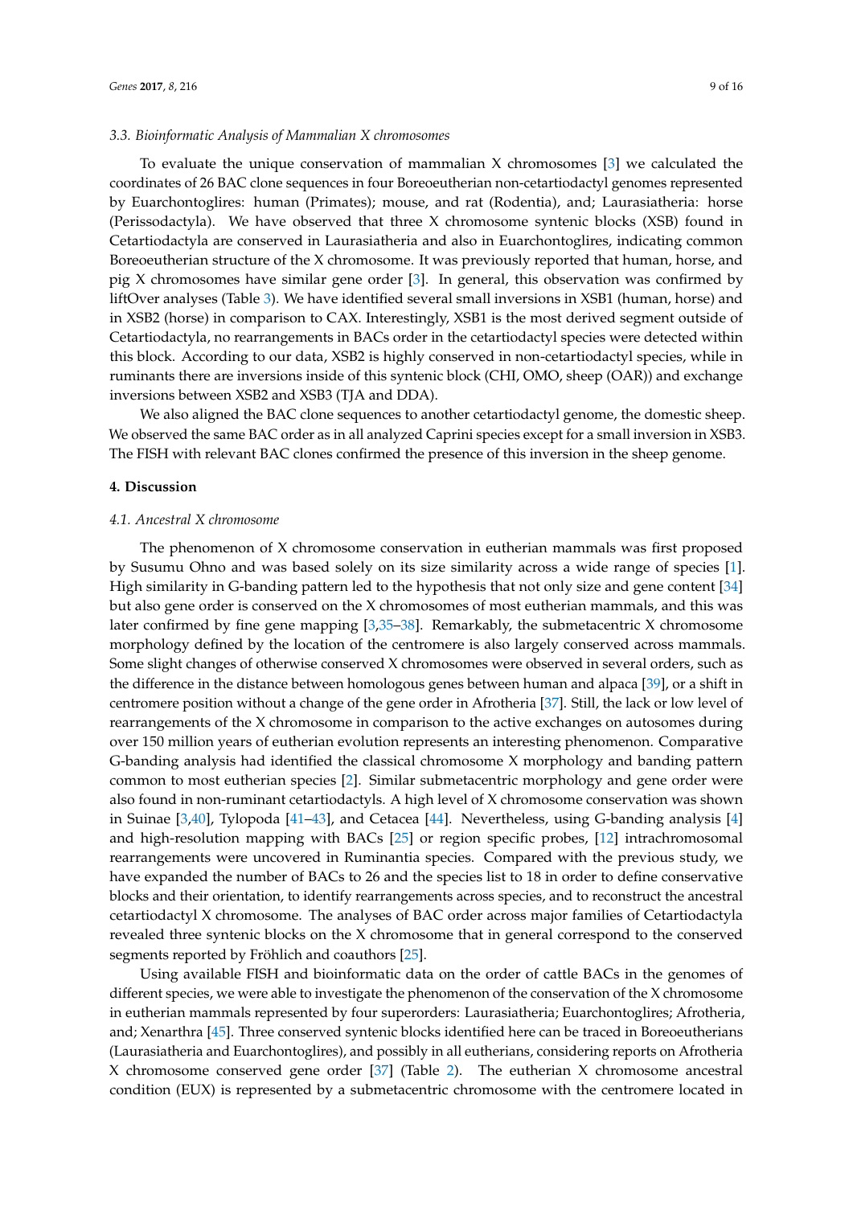### 3.3. Bioinformatic Analysis of Mammalian X chromosomes

To evaluate the unique conservation of mammalian X chromosomes [3] we calculated the coordinates of 26 BAC clone sequences in four Boreoeutherian non-cetartiodactyl genomes represented by Euarchontoglires: human (Primates); mouse, and rat (Rodentia), and; Laurasiatheria: horse (Perissodactyla). We have observed that three X chromosome syntenic blocks (XSB) found in Cetartiodactyla are conserved in Laurasiatheria and also in Euarchontoglires, indicating common Boreoeutherian structure of the X chromosome. It was previously reported that human, horse, and pig X chromosomes have similar gene order [3]. In general, this observation was confirmed by liftOver analyses (Table 3). We have identified several small inversions in XSB1 (human, horse) and in XSB2 (horse) in comparison to CAX. Interestingly, XSB1 is the most derived segment outside of Cetartiodactyla, no rearrangements in BACs order in the cetartiodactyl species were detected within this block. According to our data, XSB2 is highly conserved in non-cetartiodactyl species, while in ruminants there are inversions inside of this syntenic block (CHI, OMO, sheep (OAR)) and exchange inversions between XSB2 and XSB3 (TJA and DDA).

We also aligned the BAC clone sequences to another cetartiodactyl genome, the domestic sheep. We observed the same BAC order as in all analyzed Caprini species except for a small inversion in XSB3. The FISH with relevant BAC clones confirmed the presence of this inversion in the sheep genome.

## 4. Discussion

### 4.1. Ancestral X chromosome

The phenomenon of X chromosome conservation in eutherian mammals was first proposed by Susumu Ohno and was based solely on its size similarity across a wide range of species [1]. High similarity in G-banding pattern led to the hypothesis that not only size and gene content [34] but also gene order is conserved on the X chromosomes of most eutherian mammals, and this was later confirmed by fine gene mapping [3,35–38]. Remarkably, the submetacentric X chromosome morphology defined by the location of the centromere is also largely conserved across mammals. Some slight changes of otherwise conserved X chromosomes were observed in several orders, such as the difference in the distance between homologous genes between human and alpaca [39], or a shift in centromere position without a change of the gene order in Afrotheria [37]. Still, the lack or low level of rearrangements of the X chromosome in comparison to the active exchanges on autosomes during over 150 million years of eutherian evolution represents an interesting phenomenon. Comparative G-banding analysis had identified the classical chromosome X morphology and banding pattern common to most eutherian species [2]. Similar submetacentric morphology and gene order were also found in non-ruminant cetartiodactyls. A high level of X chromosome conservation was shown in Suinae [3,40], Tylopoda [41–43], and Cetacea [44]. Nevertheless, using G-banding analysis [4] and high-resolution mapping with BACs [25] or region specific probes, [12] intrachromosomal rearrangements were uncovered in Ruminantia species. Compared with the previous study, we have expanded the number of BACs to 26 and the species list to 18 in order to define conservative blocks and their orientation, to identify rearrangements across species, and to reconstruct the ancestral cetartiodactyl X chromosome. The analyses of BAC order across major families of Cetartiodactyla revealed three syntenic blocks on the X chromosome that in general correspond to the conserved segments reported by Fröhlich and coauthors [25].

Using available FISH and bioinformatic data on the order of cattle BACs in the genomes of different species, we were able to investigate the phenomenon of the conservation of the X chromosome in eutherian mammals represented by four superorders: Laurasiatheria; Euarchontoglires; Afrotheria, and; Xenarthra [45]. Three conserved syntenic blocks identified here can be traced in Boreoeutherians (Laurasiatheria and Euarchontoglires), and possibly in all eutherians, considering reports on Afrotheria X chromosome conserved gene order [37] (Table 2). The eutherian X chromosome ancestral condition (EUX) is represented by a submetacentric chromosome with the centromere located in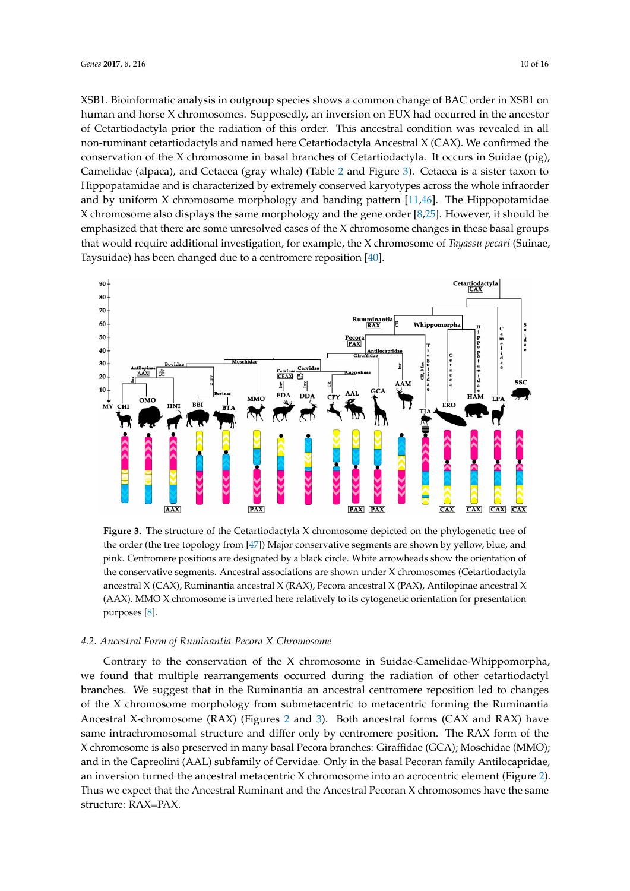XSB1. Bioinformatic analysis in outgroup species shows a common change of BAC order in XSB1 on human and horse X chromosomes. Supposedly, an inversion on EUX had occurred in the ancestor of Cetartiodactyla prior the radiation of this order. This ancestral condition was revealed in all non-ruminant cetartiodactyls and named here Cetartiodactyla Ancestral X (CAX). We confirmed the conservation of the X chromosome in basal branches of Cetartiodactyla. It occurs in Suidae (pig), Camelidae (alpaca), and Cetacea (gray whale) (Table 2 and Figure 3). Cetacea is a sister taxon to Hippopatamidae and is characterized by extremely conserved karyotypes across the whole infraorder and by uniform X chromosome morphology and banding pattern [11,46]. The Hippopotamidae X chromosome also displays the same morphology and the gene order [8,25]. However, it should be emphasized that there are some unresolved cases of the X chromosome changes in these basal groups that would require additional investigation, for example, the X chromosome of *Tayassu pecari* (Suinae, Taysuidae) has been changed due to a centromere reposition [40].

**Figure 3.** The structure of the Cetartiodactyla X chromosome depicted on the phylogenetic tree of the order (the tree topology from [47]) Major conservative segments are shown by yellow, blue, and pink. Centromere positions are designated by a black circle. White arrowheads show the orientation of the conservative segments. Ancestral associations are shown under X chromosomes (Cetartiodactyla ancestral X (CAX), Ruminantia ancestral X (RAX), Pecora ancestral X (PAX), Antilopinae ancestral X (AAX). MMO X chromosome is inverted here relatively to its cytogenetic orientation for presentation purposes [8].

### 4.2. Ancestral Form of Ruminantia-Pecora X-Chromosome

Contrary to the conservation of the X chromosome in Suidae-Camelidae-Whippomorpha, we found that multiple rearrangements occurred during the radiation of other cetartiodactyl branches. We suggest that in the Ruminantia an ancestral centromere reposition led to changes of the X chromosome morphology from submetacentric to metacentric forming the Ruminantia Ancestral X-chromosome (RAX) (Figures 2 and 3). Both ancestral forms (CAX and RAX) have same intrachromosomal structure and differ only by centromere position. The RAX form of the X chromosome is also preserved in many basal Pecora branches: Giraffidae (GCA); Moschidae (MMO); and in the Capreolini (AAL) subfamily of Cervidae. Only in the basal Pecoran family Antilocapridae, an inversion turned the ancestral metacentric X chromosome into an acrocentric element (Figure 2). Thus we expect that the Ancestral Ruminant and the Ancestral Pecoran X chromosomes have the same structure: RAX=PAX.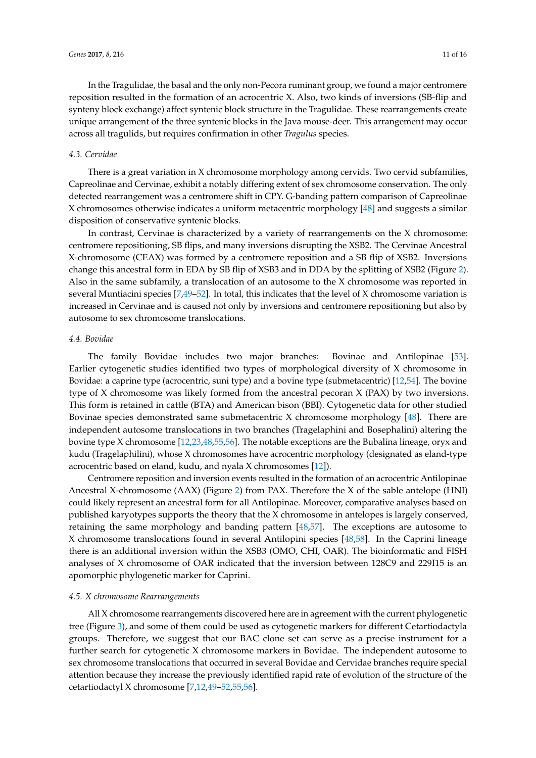In the Tragulidae, the basal and the only non-Pecora ruminant group, we found a major centromere reposition resulted in the formation of an acrocentric X. Also, two kinds of inversions (SB-flip and synteny block exchange) affect syntenic block structure in the Tragulidae. These rearrangements create unique arrangement of the three syntenic blocks in the Java mouse-deer. This arrangement may occur across all tragulids, but requires confirmation in other *Tragulus* species.

### 4.3. Cervidae

There is a great variation in X chromosome morphology among cervids. Two cervid subfamilies, Capreolinae and Cervinae, exhibit a notably differing extent of sex chromosome conservation. The only detected rearrangement was a centromere shift in CPY. G-banding pattern comparison of Capreolinae X chromosomes otherwise indicates a uniform metacentric morphology [48] and suggests a similar disposition of conservative syntenic blocks.

In contrast, Cervinae is characterized by a variety of rearrangements on the X chromosome: centromere repositioning, SB flips, and many inversions disrupting the XSB2. The Cervinae Ancestral X-chromosome (CEAX) was formed by a centromere reposition and a SB flip of XSB2. Inversions change this ancestral form in EDA by SB flip of XSB3 and in DDA by the splitting of XSB2 (Figure 2). Also in the same subfamily, a translocation of an autosome to the X chromosome was reported in several Muntiacini species [7,49–52]. In total, this indicates that the level of X chromosome variation is increased in Cervinae and is caused not only by inversions and centromere repositioning but also by autosome to sex chromosome translocations.

### 4.4. Bovidae

The family Bovidae includes two major branches: Bovinae and Antilopinae [53]. Earlier cytogenetic studies identified two types of morphological diversity of X chromosome in Bovidae: a caprine type (acrocentric, suni type) and a bovine type (submetacentric) [12,54]. The bovine type of X chromosome was likely formed from the ancestral pecoran X (PAX) by two inversions. This form is retained in cattle (BTA) and American bison (BBI). Cytogenetic data for other studied Bovinae species demonstrated same submetacentric X chromosome morphology [48]. There are independent autosome translocations in two branches (Tragelaphini and Bosephalini) altering the bovine type X chromosome [12,23,48,55,56]. The notable exceptions are the Bubalina lineage, oryx and kudu (Tragelaphilini), whose X chromosomes have acrocentric morphology (designated as eland-type acrocentric based on eland, kudu, and nyala X chromosomes [12]).

Centromere reposition and inversion events resulted in the formation of an acrocentric Antilopinae Ancestral X-chromosome (AAX) (Figure 2) from PAX. Therefore the X of the sable antelope (HNI) could likely represent an ancestral form for all Antilopinae. Moreover, comparative analyses based on published karyotypes supports the theory that the X chromosome in antelopes is largely conserved, retaining the same morphology and banding pattern [48,57]. The exceptions are autosome to X chromosome translocations found in several Antilopini species [48,58]. In the Caprini lineage there is an additional inversion within the XSB3 (OMO, CHI, OAR). The bioinformatic and FISH analyses of X chromosome of OAR indicated that the inversion between 128C9 and 229I15 is an apomorphic phylogenetic marker for Caprini.

### 4.5. X chromosome Rearrangements

All X chromosome rearrangements discovered here are in agreement with the current phylogenetic tree (Figure 3), and some of them could be used as cytogenetic markers for different Cetartiodactyla groups. Therefore, we suggest that our BAC clone set can serve as a precise instrument for a further search for cytogenetic X chromosome markers in Bovidae. The independent autosome to sex chromosome translocations that occurred in several Bovidae and Cervidae branches require special attention because they increase the previously identified rapid rate of evolution of the structure of the cetartiodactyl X chromosome [7,12,49–52,55,56].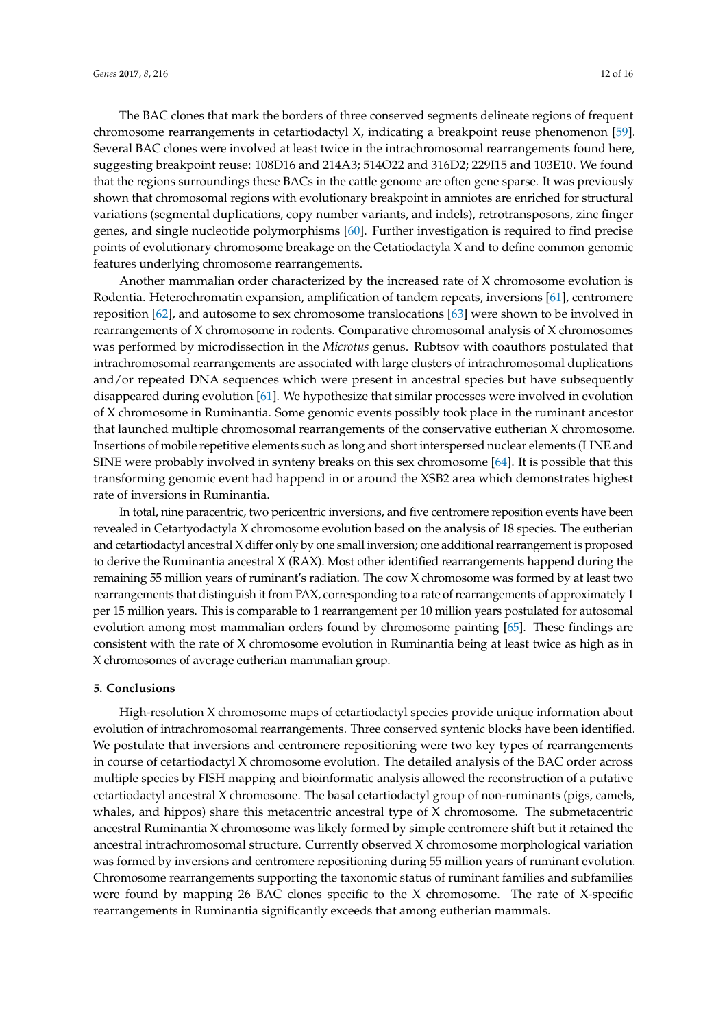The BAC clones that mark the borders of three conserved segments delineate regions of frequent chromosome rearrangements in cetartiodactyl X, indicating a breakpoint reuse phenomenon [59]. Several BAC clones were involved at least twice in the intrachromosomal rearrangements found here, suggesting breakpoint reuse: 108D16 and 214A3; 514O22 and 316D2; 229I15 and 103E10. We found that the regions surroundings these BACs in the cattle genome are often gene sparse. It was previously shown that chromosomal regions with evolutionary breakpoint in amniotes are enriched for structural variations (segmental duplications, copy number variants, and indels), retrotransposons, zinc finger genes, and single nucleotide polymorphisms [60]. Further investigation is required to find precise points of evolutionary chromosome breakage on the Cetatiodactyla X and to define common genomic features underlying chromosome rearrangements.

Another mammalian order characterized by the increased rate of X chromosome evolution is Rodentia. Heterochromatin expansion, amplification of tandem repeats, inversions [61], centromere reposition [62], and autosome to sex chromosome translocations [63] were shown to be involved in rearrangements of X chromosome in rodents. Comparative chromosomal analysis of X chromosomes was performed by microdissection in the *Microtus* genus. Rubtsov with coauthors postulated that intrachromosomal rearrangements are associated with large clusters of intrachromosomal duplications and/or repeated DNA sequences which were present in ancestral species but have subsequently disappeared during evolution [61]. We hypothesize that similar processes were involved in evolution of X chromosome in Ruminantia. Some genomic events possibly took place in the ruminant ancestor that launched multiple chromosomal rearrangements of the conservative eutherian X chromosome. Insertions of mobile repetitive elements such as long and short interspersed nuclear elements (LINE and SINE were probably involved in synteny breaks on this sex chromosome [64]. It is possible that this transforming genomic event had happend in or around the XSB2 area which demonstrates highest rate of inversions in Ruminantia.

In total, nine paracentric, two pericentric inversions, and five centromere reposition events have been revealed in Cetartyodactyla X chromosome evolution based on the analysis of 18 species. The eutherian and cetartiodactyl ancestral X differ only by one small inversion; one additional rearrangement is proposed to derive the Ruminantia ancestral X (RAX). Most other identified rearrangements happend during the remaining 55 million years of ruminant's radiation. The cow X chromosome was formed by at least two rearrangements that distinguish it from PAX, corresponding to a rate of rearrangements of approximately 1 per 15 million years. This is comparable to 1 rearrangement per 10 million years postulated for autosomal evolution among most mammalian orders found by chromosome painting [65]. These findings are consistent with the rate of X chromosome evolution in Ruminantia being at least twice as high as in X chromosomes of average eutherian mammalian group.

## 5. Conclusions

High-resolution X chromosome maps of cetartiodactyl species provide unique information about evolution of intrachromosomal rearrangements. Three conserved syntenic blocks have been identified. We postulate that inversions and centromere repositioning were two key types of rearrangements in course of cetartiodactyl X chromosome evolution. The detailed analysis of the BAC order across multiple species by FISH mapping and bioinformatic analysis allowed the reconstruction of a putative cetartiodactyl ancestral X chromosome. The basal cetartiodactyl group of non-ruminants (pigs, camels, whales, and hippos) share this metacentric ancestral type of X chromosome. The submetacentric ancestral Ruminantia X chromosome was likely formed by simple centromere shift but it retained the ancestral intrachromosomal structure. Currently observed X chromosome morphological variation was formed by inversions and centromere repositioning during 55 million years of ruminant evolution. Chromosome rearrangements supporting the taxonomic status of ruminant families and subfamilies were found by mapping 26 BAC clones specific to the X chromosome. The rate of X-specific rearrangements in Ruminantia significantly exceeds that among eutherian mammals.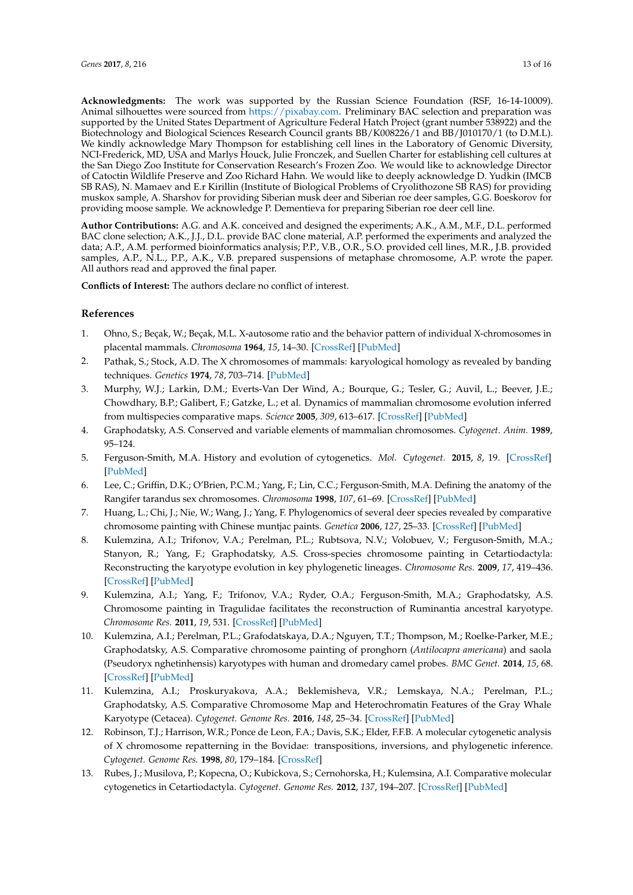**Acknowledgments:** The work was supported by the Russian Science Foundation (RSF, 16-14-10009). Animal silhouettes were sourced from https://pixabay.com. Preliminary BAC selection and preparation was supported by the United States Department of Agriculture Federal Hatch Project (grant number 538922) and the Biotechnology and Biological Sciences Research Council grants BB/K008226/1 and BB/J010170/1 (to D.M.L.). We kindly acknowledge Mary Thompson for establishing cell lines in the Laboratory of Genomic Diversity, NCI-Frederick, MD, USA and Marlys Houck, Julie Fronczek, and Suellen Charter for establishing cell cultures at the San Diego Zoo Institute for Conservation Research's Frozen Zoo. We would like to acknowledge Director of Catoctin Wildlife Preserve and Zoo Richard Hahn. We would like to deeply acknowledge D. Yudkin (IMCB SB RAS), N. Mamaev and E.r Kirillin (Institute of Biological Problems of Cryolithozone SB RAS) for providing muskox sample, A. Sharshov for providing Siberian musk deer and Siberian roe deer samples, G.G. Boeskorov for providing moose sample. We acknowledge P. Dementieva for preparing Siberian roe deer cell line.

**Author Contributions:** A.G. and A.K. conceived and designed the experiments; A.K., A.M., M.F., D.L. performed BAC clone selection; A.K., J.J., D.L. provide BAC clone material, A.P. performed the experiments and analyzed the data; A.P., A.M. performed bioinformatics analysis; P.P., V.B., O.R., S.O. provided cell lines, M.R., J.B. provided samples, A.P., N.L., P.P., A.K., V.B. prepared suspensions of metaphase chromosome, A.P. wrote the paper. All authors read and approved the final paper.

**Conflicts of Interest:** The authors declare no conflict of interest.

## References

1. Ohno, S.; Beçak, W.; Beçak, M.L. X-autosome ratio and the behavior pattern of individual X-chromosomes in placental mammals. *Chromosoma* **1964**, *15*, 14–30. [CrossRef] [PubMed]
2. Pathak, S.; Stock, A.D. The X chromosomes of mammals: karyological homology as revealed by banding techniques. *Genetics* **1974**, *78*, 703–714. [PubMed]
3. Murphy, W.J.; Larkin, D.M.; Everts-Van Der Wind, A.; Bourque, G.; Tesler, G.; Auvil, L.; Beever, J.E.; Chowdhary, B.P.; Galibert, F.; Gatzke, L.; et al. Dynamics of mammalian chromosome evolution inferred from multispecies comparative maps. *Science* **2005**, *309*, 613–617. [CrossRef] [PubMed]
4. Graphodatsky, A.S. Conserved and variable elements of mammalian chromosomes. *Cytogenet. Anim.* **1989**, 95–124.
5. Ferguson-Smith, M.A. History and evolution of cytogenetics. *Mol. Cytogenet.* **2015**, *8*, 19. [CrossRef] [PubMed]
6. Lee, C.; Griffin, D.K.; O'Brien, P.C.M.; Yang, F.; Lin, C.C.; Ferguson-Smith, M.A. Defining the anatomy of the Rangifer tarandus sex chromosomes. *Chromosoma* **1998**, *107*, 61–69. [CrossRef] [PubMed]
7. Huang, L.; Chi, J.; Nie, W.; Wang, J.; Yang, F. Phylogenomics of several deer species revealed by comparative chromosome painting with Chinese muntjac paints. *Genetica* **2006**, *127*, 25–33. [CrossRef] [PubMed]
8. Kulemzina, A.I.; Trifonov, V.A.; Perelman, P.L.; Rubtsova, N.V.; Volobuev, V.; Ferguson-Smith, M.A.; Stanyon, R.; Yang, F.; Graphodatsky, A.S. Cross-species chromosome painting in Cetartiodactyla: Reconstructing the karyotype evolution in key phylogenetic lineages. *Chromosome Res.* **2009**, *17*, 419–436. [CrossRef] [PubMed]
9. Kulemzina, A.I.; Yang, F.; Trifonov, V.A.; Ryder, O.A.; Ferguson-Smith, M.A.; Graphodatsky, A.S. Chromosome painting in Tragulidae facilitates the reconstruction of Ruminantia ancestral karyotype. *Chromosome Res.* **2011**, *19*, 531. [CrossRef] [PubMed]
10. Kulemzina, A.I.; Perelman, P.L.; Grafodatskaya, D.A.; Nguyen, T.T.; Thompson, M.; Roelke-Parker, M.E.; Graphodatsky, A.S. Comparative chromosome painting of pronghorn (*Antilocapra americana*) and saola (Pseudoryx nghetinhensis) karyotypes with human and dromedary camel probes. *BMC Genet.* **2014**, *15*, 68. [CrossRef] [PubMed]
11. Kulemzina, A.I.; Proskuryakova, A.A.; Beklemisheva, V.R.; Lemskaya, N.A.; Perelman, P.L.; Graphodatsky, A.S. Comparative Chromosome Map and Heterochromatin Features of the Gray Whale Karyotype (Cetacea). *Cytogenet. Genome Res.* **2016**, *148*, 25–34. [CrossRef] [PubMed]
12. Robinson, T.J.; Harrison, W.R.; Ponce de Leon, F.A.; Davis, S.K.; Elder, F.F.B. A molecular cytogenetic analysis of X chromosome repatterning in the Bovidae: transpositions, inversions, and phylogenetic inference. *Cytogenet. Genome Res.* **1998**, *80*, 179–184. [CrossRef]
13. Rubes, J.; Musilova, P.; Kopecna, O.; Kubickova, S.; Cernohorska, H.; Kulemsina, A.I. Comparative molecular cytogenetics in Cetartiodactyla. *Cytogenet. Genome Res.* **2012**, *137*, 194–207. [CrossRef] [PubMed]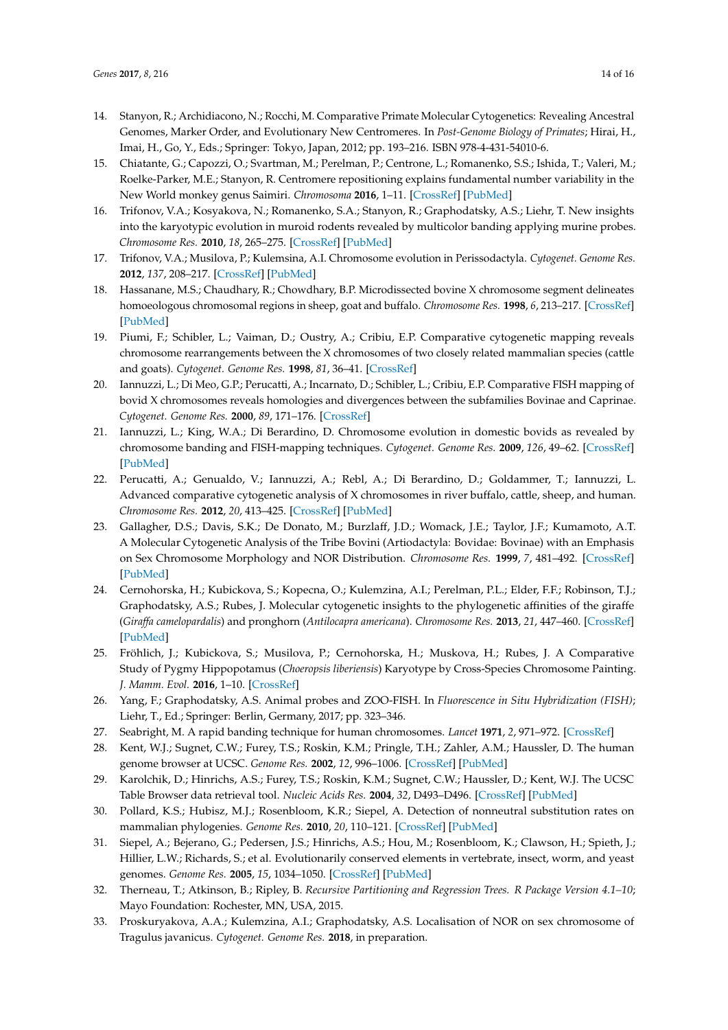14. Stanyon, R.; Archidiacono, N.; Rocchi, M. Comparative Primate Molecular Cytogenetics: Revealing Ancestral Genomes, Marker Order, and Evolutionary New Centromeres. In *Post-Genome Biology of Primates*; Hirai, H., Imai, H., Go, Y., Eds.; Springer: Tokyo, Japan, 2012; pp. 193–216. ISBN 978-4-431-54010-6.
15. Chiatante, G.; Capozzi, O.; Svartman, M.; Perelman, P.; Centrone, L.; Romanenko, S.S.; Ishida, T.; Valeri, M.; Roelke-Parker, M.E.; Stanyon, R. Centromere repositioning explains fundamental number variability in the New World monkey genus Saimiri. *Chromosoma* **2016**, 1–11. [CrossRef] [PubMed]
16. Trifonov, V.A.; Kosyakova, N.; Romanenko, S.A.; Stanyon, R.; Graphodatsky, A.S.; Liehr, T. New insights into the karyotypic evolution in muroid rodents revealed by multicolor banding applying murine probes. *Chromosome Res.* **2010**, *18*, 265–275. [CrossRef] [PubMed]
17. Trifonov, V.A.; Musilova, P.; Kulemsina, A.I. Chromosome evolution in Perissodactyla. *Cytogenet. Genome Res.* **2012**, *137*, 208–217. [CrossRef] [PubMed]
18. Hassanane, M.S.; Chaudhary, R.; Chowdhary, B.P. Microdissected bovine X chromosome segment delineates homoeologous chromosomal regions in sheep, goat and buffalo. *Chromosome Res.* **1998**, *6*, 213–217. [CrossRef] [PubMed]
19. Piumi, F.; Schibler, L.; Vaiman, D.; Oustry, A.; Cribiu, E.P. Comparative cytogenetic mapping reveals chromosome rearrangements between the X chromosomes of two closely related mammalian species (cattle and goats). *Cytogenet. Genome Res.* **1998**, *81*, 36–41. [CrossRef]
20. Iannuzzi, L.; Di Meo, G.P.; Perucatti, A.; Incarnato, D.; Schibler, L.; Cribiu, E.P. Comparative FISH mapping of bovid X chromosomes reveals homologies and divergences between the subfamilies Bovinae and Caprinae. *Cytogenet. Genome Res.* **2000**, *89*, 171–176. [CrossRef]
21. Iannuzzi, L.; King, W.A.; Di Berardino, D. Chromosome evolution in domestic bovids as revealed by chromosome banding and FISH-mapping techniques. *Cytogenet. Genome Res.* **2009**, *126*, 49–62. [CrossRef] [PubMed]
22. Perucatti, A.; Genualdo, V.; Iannuzzi, A.; Rebl, A.; Di Berardino, D.; Goldammer, T.; Iannuzzi, L. Advanced comparative cytogenetic analysis of X chromosomes in river buffalo, cattle, sheep, and human. *Chromosome Res.* **2012**, *20*, 413–425. [CrossRef] [PubMed]
23. Gallagher, D.S.; Davis, S.K.; De Donato, M.; Burzlaff, J.D.; Womack, J.E.; Taylor, J.F.; Kumamoto, A.T. A Molecular Cytogenetic Analysis of the Tribe Bovini (Artiodactyla: Bovidae: Bovinae) with an Emphasis on Sex Chromosome Morphology and NOR Distribution. *Chromosome Res.* **1999**, *7*, 481–492. [CrossRef] [PubMed]
24. Cernohorska, H.; Kubickova, S.; Kopecna, O.; Kulemzina, A.I.; Perelman, P.L.; Elder, F.F.; Robinson, T.J.; Graphodatsky, A.S.; Rubes, J. Molecular cytogenetic insights to the phylogenetic affinities of the giraffe (*Giraffa camelopardalis*) and pronghorn (*Antilocapra americana*). *Chromosome Res.* **2013**, *21*, 447–460. [CrossRef] [PubMed]
25. Fröhlich, J.; Kubickova, S.; Musilova, P.; Cernohorska, H.; Muskova, H.; Rubes, J. A Comparative Study of Pygmy Hippopotamus (*Choeropsis liberiensis*) Karyotype by Cross-Species Chromosome Painting. *J. Mamm. Evol.* **2016**, 1–10. [CrossRef]
26. Yang, F.; Graphodatsky, A.S. Animal probes and ZOO-FISH. In *Fluorescence in Situ Hybridization (FISH)*; Liehr, T., Ed.; Springer: Berlin, Germany, 2017; pp. 323–346.
27. Seabright, M. A rapid banding technique for human chromosomes. *Lancet* **1971**, *2*, 971–972. [CrossRef]
28. Kent, W.J.; Sugnet, C.W.; Furey, T.S.; Roskin, K.M.; Pringle, T.H.; Zahler, A.M.; Haussler, D. The human genome browser at UCSC. *Genome Res.* **2002**, *12*, 996–1006. [CrossRef] [PubMed]
29. Karolchik, D.; Hinrichs, A.S.; Furey, T.S.; Roskin, K.M.; Sugnet, C.W.; Haussler, D.; Kent, W.J. The UCSC Table Browser data retrieval tool. *Nucleic Acids Res.* **2004**, *32*, D493–D496. [CrossRef] [PubMed]
30. Pollard, K.S.; Hubisz, M.J.; Rosenbloom, K.R.; Siepel, A. Detection of nonneutral substitution rates on mammalian phylogenies. *Genome Res.* **2010**, *20*, 110–121. [CrossRef] [PubMed]
31. Siepel, A.; Bejerano, G.; Pedersen, J.S.; Hinrichs, A.S.; Hou, M.; Rosenbloom, K.; Clawson, H.; Spieth, J.; Hillier, L.W.; Richards, S.; et al. Evolutionarily conserved elements in vertebrate, insect, worm, and yeast genomes. *Genome Res.* **2005**, *15*, 1034–1050. [CrossRef] [PubMed]
32. Therneau, T.; Atkinson, B.; Ripley, B. *Recursive Partitioning and Regression Trees. R Package Version 4.1–10*; Mayo Foundation: Rochester, MN, USA, 2015.
33. Proskuryakova, A.A.; Kulemzina, A.I.; Graphodatsky, A.S. Localisation of NOR on sex chromosome of Tragulus javanicus. *Cytogenet. Genome Res.* **2018**, in preparation.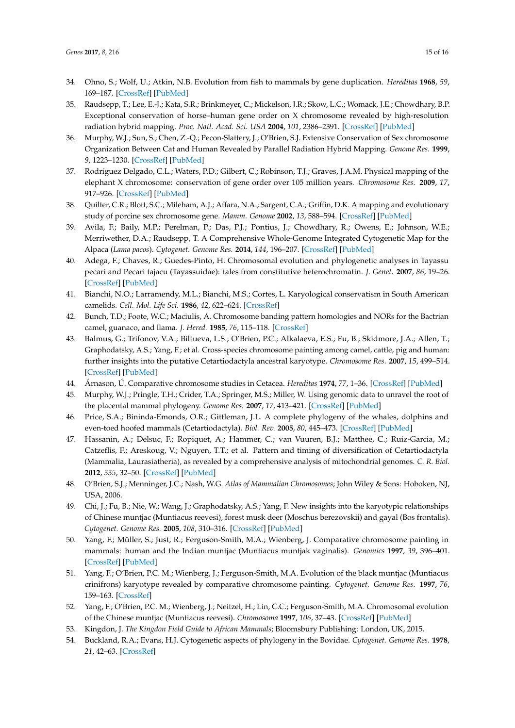34. Ohno, S.; Wolf, U.; Atkin, N.B. Evolution from fish to mammals by gene duplication. *Hereditas* **1968**, *59*, 169–187. [CrossRef] [PubMed]
35. Raudsepp, T.; Lee, E.-J.; Kata, S.R.; Brinkmeyer, C.; Mickelson, J.R.; Skow, L.C.; Womack, J.E.; Chowdhary, B.P. Exceptional conservation of horse–human gene order on X chromosome revealed by high-resolution radiation hybrid mapping. *Proc. Natl. Acad. Sci. USA* **2004**, *101*, 2386–2391. [CrossRef] [PubMed]
36. Murphy, W.J.; Sun, S.; Chen, Z.-Q.; Pecon-Slattery, J.; O'Brien, S.J. Extensive Conservation of Sex chromosome Organization Between Cat and Human Revealed by Parallel Radiation Hybrid Mapping. *Genome Res.* **1999**, *9*, 1223–1230. [CrossRef] [PubMed]
37. Rodríguez Delgado, C.L.; Waters, P.D.; Gilbert, C.; Robinson, T.J.; Graves, J.A.M. Physical mapping of the elephant X chromosome: conservation of gene order over 105 million years. *Chromosome Res.* **2009**, *17*, 917–926. [CrossRef] [PubMed]
38. Quilter, C.R.; Blott, S.C.; Mileham, A.J.; Affara, N.A.; Sargent, C.A.; Griffin, D.K. A mapping and evolutionary study of porcine sex chromosome gene. *Mamm. Genome* **2002**, *13*, 588–594. [CrossRef] [PubMed]
39. Avila, F.; Baily, M.P.; Perelman, P.; Das, P.J.; Pontius, J.; Chowdhary, R.; Owens, E.; Johnson, W.E.; Merriwether, D.A.; Raudsepp, T. A Comprehensive Whole-Genome Integrated Cytogenetic Map for the Alpaca (*Lama pacos*). *Cytogenet. Genome Res.* **2014**, *144*, 196–207. [CrossRef] [PubMed]
40. Adega, F.; Chaves, R.; Guedes-Pinto, H. Chromosomal evolution and phylogenetic analyses in Tayassu pecari and Pecari tajacu (Tayassuidae): tales from constitutive heterochromatin. *J. Genet.* **2007**, *86*, 19–26. [CrossRef] [PubMed]
41. Bianchi, N.O.; Larramendy, M.L.; Bianchi, M.S.; Cortes, L. Karyological conservatism in South American camelids. *Cell. Mol. Life Sci.* **1986**, *42*, 622–624. [CrossRef]
42. Bunch, T.D.; Foote, W.C.; Maciulis, A. Chromosome banding pattern homologies and NORs for the Bactrian camel, guanaco, and llama. *J. Hered.* **1985**, *76*, 115–118. [CrossRef]
43. Balmus, G.; Trifonov, V.A.; Biltueva, L.S.; O'Brien, P.C.; Alkalaeva, E.S.; Fu, B.; Skidmore, J.A.; Allen, T.; Graphodatsky, A.S.; Yang, F.; et al. Cross-species chromosome painting among camel, cattle, pig and human: further insights into the putative Cetartiodactyla ancestral karyotype. *Chromosome Res.* **2007**, *15*, 499–514. [CrossRef] [PubMed]
44. Árnason, Ú. Comparative chromosome studies in Cetacea. *Hereditas* **1974**, *77*, 1–36. [CrossRef] [PubMed]
45. Murphy, W.J.; Pringle, T.H.; Crider, T.A.; Springer, M.S.; Miller, W. Using genomic data to unravel the root of the placental mammal phylogeny. *Genome Res.* **2007**, *17*, 413–421. [CrossRef] [PubMed]
46. Price, S.A.; Bininda-Emonds, O.R.; Gittleman, J.L. A complete phylogeny of the whales, dolphins and even-toed hoofed mammals (Cetartiodactyla). *Biol. Rev.* **2005**, *80*, 445–473. [CrossRef] [PubMed]
47. Hassanin, A.; Delsuc, F.; Ropiquet, A.; Hammer, C.; van Vuuren, B.J.; Matthee, C.; Ruiz-Garcia, M.; Catzeflis, F.; Areskoug, V.; Nguyen, T.T.; et al. Pattern and timing of diversification of Cetartiodactyla (Mammalia, Laurasiatheria), as revealed by a comprehensive analysis of mitochondrial genomes. *C. R. Biol.* **2012**, *335*, 32–50. [CrossRef] [PubMed]
48. O'Brien, S.J.; Menninger, J.C.; Nash, W.G. *Atlas of Mammalian Chromosomes*; John Wiley & Sons: Hoboken, NJ, USA, 2006.
49. Chi, J.; Fu, B.; Nie, W.; Wang, J.; Graphodatsky, A.S.; Yang, F. New insights into the karyotypic relationships of Chinese muntjac (Muntiacus reevesi), forest musk deer (Moschus berezovskii) and gayal (Bos frontalis). *Cytogenet. Genome Res.* **2005**, *108*, 310–316. [CrossRef] [PubMed]
50. Yang, F.; Müller, S.; Just, R.; Ferguson-Smith, M.A.; Wienberg, J. Comparative chromosome painting in mammals: human and the Indian muntjac (Muntiacus muntjak vaginalis). *Genomics* **1997**, *39*, 396–401. [CrossRef] [PubMed]
51. Yang, F.; O'Brien, P.C. M.; Wienberg, J.; Ferguson-Smith, M.A. Evolution of the black muntjac (Muntiacus crinifrons) karyotype revealed by comparative chromosome painting. *Cytogenet. Genome Res.* **1997**, *76*, 159–163. [CrossRef]
52. Yang, F.; O'Brien, P.C. M.; Wienberg, J.; Neitzel, H.; Lin, C.C.; Ferguson-Smith, M.A. Chromosomal evolution of the Chinese muntjac (Muntiacus reevesi). *Chromosoma* **1997**, *106*, 37–43. [CrossRef] [PubMed]
53. Kingdon, J. *The Kingdon Field Guide to African Mammals*; Bloomsbury Publishing: London, UK, 2015.
54. Buckland, R.A.; Evans, H.J. Cytogenetic aspects of phylogeny in the Bovidae. *Cytogenet. Genome Res.* **1978**, *21*, 42–63. [CrossRef]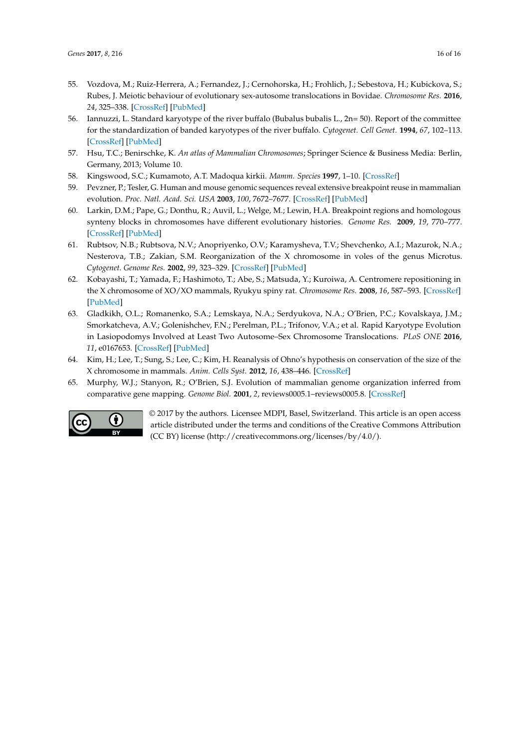55. Vozdova, M.; Ruiz-Herrera, A.; Fernandez, J.; Cernohorska, H.; Frohlich, J.; Sebestova, H.; Kubickova, S.; Rubes, J. Meiotic behaviour of evolutionary sex-autosome translocations in Bovidae. *Chromosome Res.* **2016**, *24*, 325–338. [CrossRef] [PubMed]
56. Iannuzzi, L. Standard karyotype of the river buffalo (Bubalus bubalis L., 2n= 50). Report of the committee for the standardization of banded karyotypes of the river buffalo. *Cytogenet. Cell Genet.* **1994**, *67*, 102–113. [CrossRef] [PubMed]
57. Hsu, T.C.; Benirschke, K. *An atlas of Mammalian Chromosomes*; Springer Science & Business Media: Berlin, Germany, 2013; Volume 10.
58. Kingswood, S.C.; Kumamoto, A.T. Madoqua kirkii. *Mamm. Species* **1997**, 1–10. [CrossRef]
59. Pevzner, P.; Tesler, G. Human and mouse genomic sequences reveal extensive breakpoint reuse in mammalian evolution. *Proc. Natl. Acad. Sci. USA* **2003**, *100*, 7672–7677. [CrossRef] [PubMed]
60. Larkin, D.M.; Pape, G.; Donthu, R.; Auvil, L.; Welge, M.; Lewin, H.A. Breakpoint regions and homologous synteny blocks in chromosomes have different evolutionary histories. *Genome Res.* **2009**, *19*, 770–777. [CrossRef] [PubMed]
61. Rubtsov, N.B.; Rubtsova, N.V.; Anopriyenko, O.V.; Karamysheva, T.V.; Shevchenko, A.I.; Mazurok, N.A.; Nesterova, T.B.; Zakian, S.M. Reorganization of the X chromosome in voles of the genus Microtus. *Cytogenet. Genome Res.* **2002**, *99*, 323–329. [CrossRef] [PubMed]
62. Kobayashi, T.; Yamada, F.; Hashimoto, T.; Abe, S.; Matsuda, Y.; Kuroiwa, A. Centromere repositioning in the X chromosome of XO/XO mammals, Ryukyu spiny rat. *Chromosome Res.* **2008**, *16*, 587–593. [CrossRef] [PubMed]
63. Gladkikh, O.L.; Romanenko, S.A.; Lemskaya, N.A.; Serdyukova, N.A.; O'Brien, P.C.; Kovalskaya, J.M.; Smorkatcheva, A.V.; Golenishchev, F.N.; Perelman, P.L.; Trifonov, V.A.; et al. Rapid Karyotype Evolution in Lasiopodomys Involved at Least Two Autosome–Sex Chromosome Translocations. *PLoS ONE* **2016**, *11*, e0167653. [CrossRef] [PubMed]
64. Kim, H.; Lee, T.; Sung, S.; Lee, C.; Kim, H. Reanalysis of Ohno's hypothesis on conservation of the size of the X chromosome in mammals. *Anim. Cells Syst.* **2012**, *16*, 438–446. [CrossRef]
65. Murphy, W.J.; Stanyon, R.; O'Brien, S.J. Evolution of mammalian genome organization inferred from comparative gene mapping. *Genome Biol.* **2001**, *2*, reviews0005.1–reviews0005.8. [CrossRef]

© 2017 by the authors. Licensee MDPI, Basel, Switzerland. This article is an open access article distributed under the terms and conditions of the Creative Commons Attribution (CC BY) license (http://creativecommons.org/licenses/by/4.0/).